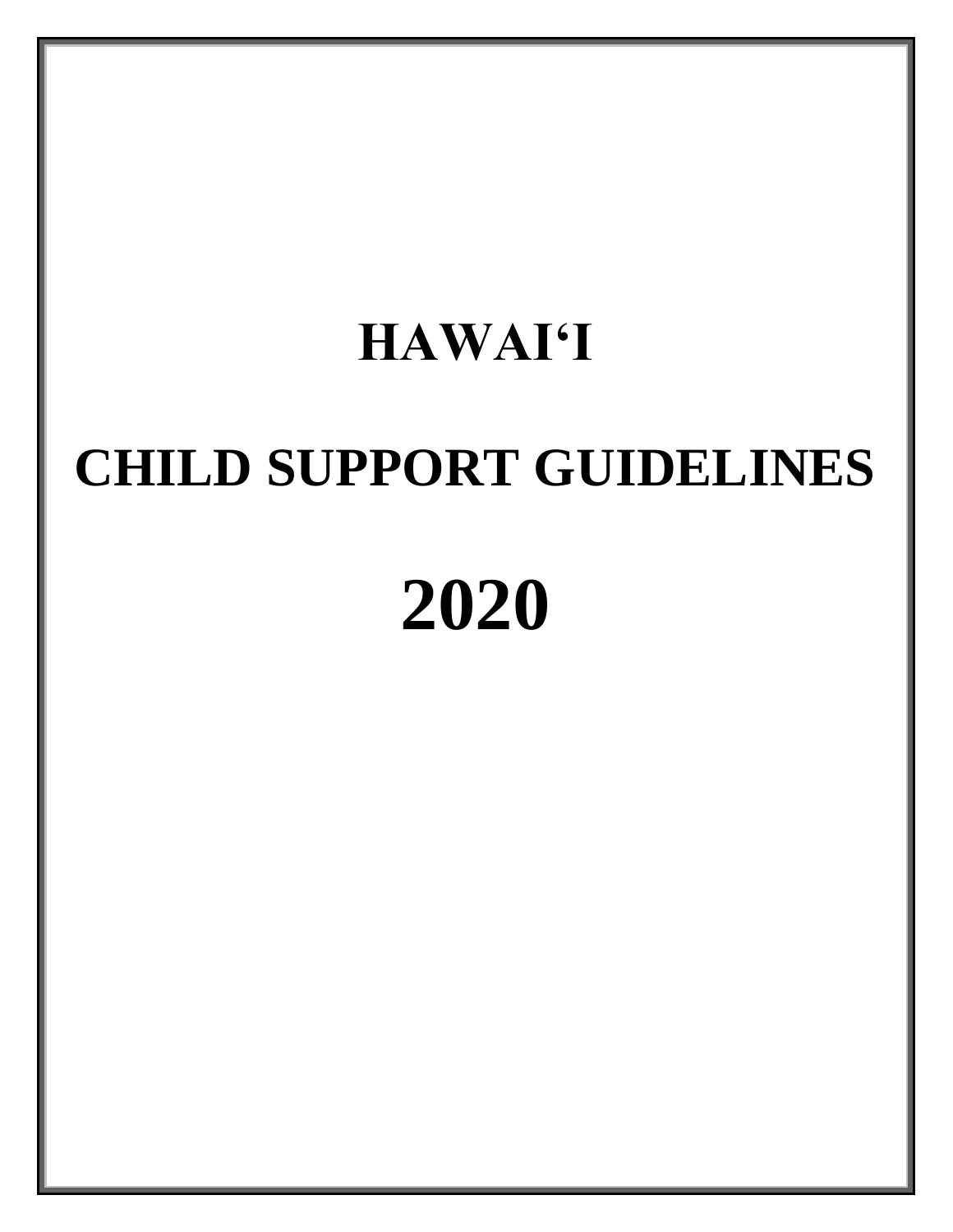# HAWAI'I

# CHILD SUPPORT GUIDELINES

# 2020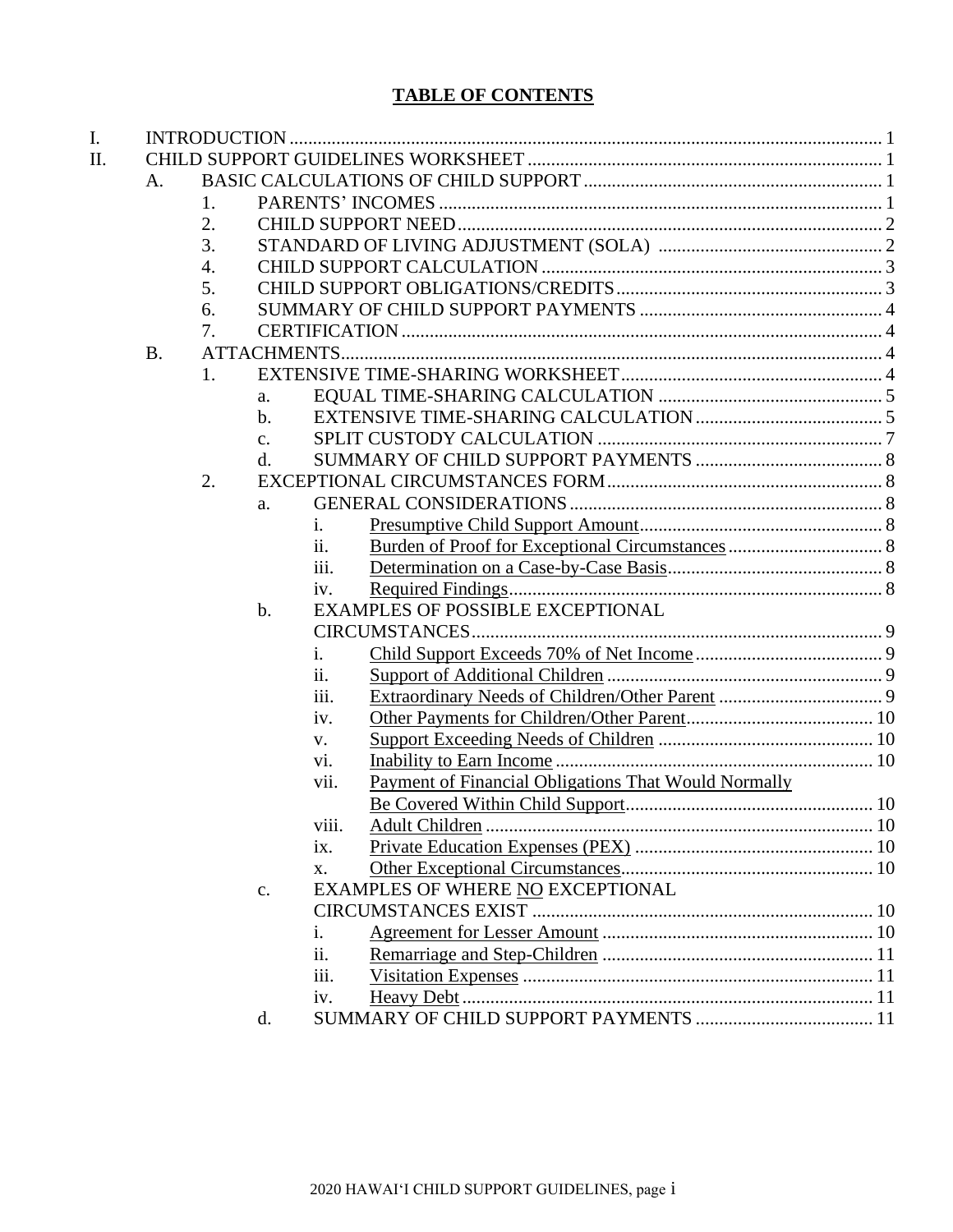# TABLE OF CONTENTS

I. INTRODUCTION ..... 1

II. CHILD SUPPORT GUIDELINES WORKSHEET ..... 1

- A. BASIC CALCULATIONS OF CHILD SUPPORT ..... 1
  - 1. PARENTS' INCOMES ..... 1
  - 2. CHILD SUPPORT NEED ..... 2
  - 3. STANDARD OF LIVING ADJUSTMENT (SOLA) ..... 2
  - 4. CHILD SUPPORT CALCULATION ..... 3
  - 5. CHILD SUPPORT OBLIGATIONS/CREDITS ..... 3
  - 6. SUMMARY OF CHILD SUPPORT PAYMENTS ..... 4
  - 7. CERTIFICATION ..... 4
- B. ATTACHMENTS ..... 4
  - 1. EXTENSIVE TIME-SHARING WORKSHEET ..... 4
    - a. EQUAL TIME-SHARING CALCULATION ..... 5
    - b. EXTENSIVE TIME-SHARING CALCULATION ..... 5
    - c. SPLIT CUSTODY CALCULATION ..... 7
    - d. SUMMARY OF CHILD SUPPORT PAYMENTS ..... 8
  - 2. EXCEPTIONAL CIRCUMSTANCES FORM ..... 8
    - a. GENERAL CONSIDERATIONS ..... 8
      - i. Presumptive Child Support Amount ..... 8
      - ii. Burden of Proof for Exceptional Circumstances ..... 8
      - iii. Determination on a Case-by-Case Basis ..... 8
      - iv. Required Findings ..... 8
    - b. EXAMPLES OF POSSIBLE EXCEPTIONAL CIRCUMSTANCES ..... 9
      - i. Child Support Exceeds 70% of Net Income ..... 9
      - ii. Support of Additional Children ..... 9
      - iii. Extraordinary Needs of Children/Other Parent ..... 9
      - iv. Other Payments for Children/Other Parent ..... 10
      - v. Support Exceeding Needs of Children ..... 10
      - vi. Inability to Earn Income ..... 10
      - vii. Payment of Financial Obligations That Would Normally Be Covered Within Child Support ..... 10
      - viii. Adult Children ..... 10
      - ix. Private Education Expenses (PEX) ..... 10
      - x. Other Exceptional Circumstances ..... 10
    - c. EXAMPLES OF WHERE NO EXCEPTIONAL CIRCUMSTANCES EXIST ..... 10
      - i. Agreement for Lesser Amount ..... 10
      - ii. Remarriage and Step-Children ..... 11
      - iii. Visitation Expenses ..... 11
      - iv. Heavy Debt ..... 11
    - d. SUMMARY OF CHILD SUPPORT PAYMENTS ..... 11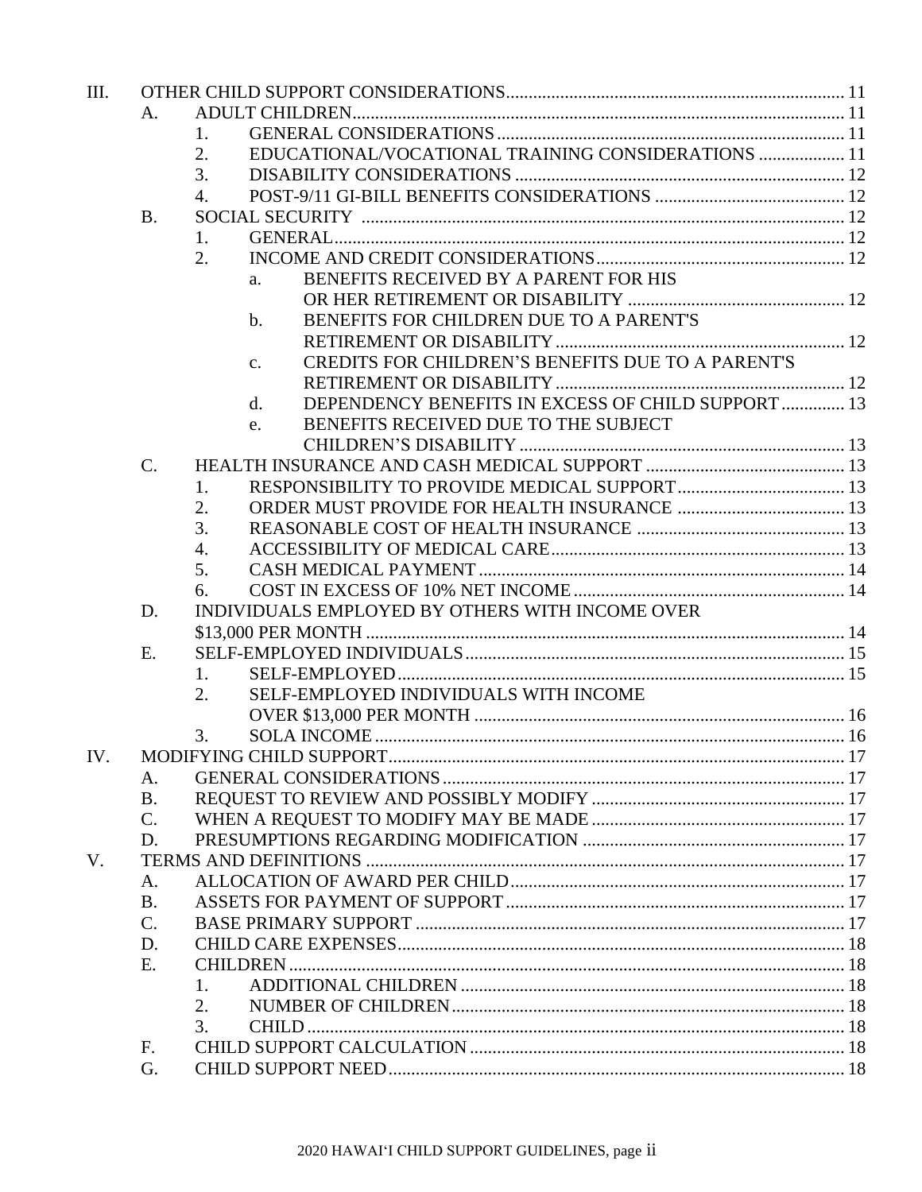III. OTHER CHILD SUPPORT CONSIDERATIONS .......... 11
- A. ADULT CHILDREN .......... 11
  - 1. GENERAL CONSIDERATIONS .......... 11
  - 2. EDUCATIONAL/VOCATIONAL TRAINING CONSIDERATIONS .......... 11
  - 3. DISABILITY CONSIDERATIONS .......... 12
  - 4. POST-9/11 GI-BILL BENEFITS CONSIDERATIONS .......... 12
- B. SOCIAL SECURITY .......... 12
  - 1. GENERAL .......... 12
  - 2. INCOME AND CREDIT CONSIDERATIONS .......... 12
    - a. BENEFITS RECEIVED BY A PARENT FOR HIS OR HER RETIREMENT OR DISABILITY .......... 12
    - b. BENEFITS FOR CHILDREN DUE TO A PARENT'S RETIREMENT OR DISABILITY .......... 12
    - c. CREDITS FOR CHILDREN'S BENEFITS DUE TO A PARENT'S RETIREMENT OR DISABILITY .......... 12
    - d. DEPENDENCY BENEFITS IN EXCESS OF CHILD SUPPORT .......... 13
    - e. BENEFITS RECEIVED DUE TO THE SUBJECT CHILDREN'S DISABILITY .......... 13
- C. HEALTH INSURANCE AND CASH MEDICAL SUPPORT .......... 13
  - 1. RESPONSIBILITY TO PROVIDE MEDICAL SUPPORT .......... 13
  - 2. ORDER MUST PROVIDE FOR HEALTH INSURANCE .......... 13
  - 3. REASONABLE COST OF HEALTH INSURANCE .......... 13
  - 4. ACCESSIBILITY OF MEDICAL CARE .......... 13
  - 5. CASH MEDICAL PAYMENT .......... 14
  - 6. COST IN EXCESS OF 10% NET INCOME .......... 14
- D. INDIVIDUALS EMPLOYED BY OTHERS WITH INCOME OVER $13,000 PER MONTH .......... 14
- E. SELF-EMPLOYED INDIVIDUALS .......... 15
  - 1. SELF-EMPLOYED .......... 15
  - 2. SELF-EMPLOYED INDIVIDUALS WITH INCOME OVER $13,000 PER MONTH .......... 16
  - 3. SOLA INCOME .......... 16

IV. MODIFYING CHILD SUPPORT .......... 17
- A. GENERAL CONSIDERATIONS .......... 17
- B. REQUEST TO REVIEW AND POSSIBLY MODIFY .......... 17
- C. WHEN A REQUEST TO MODIFY MAY BE MADE .......... 17
- D. PRESUMPTIONS REGARDING MODIFICATION .......... 17

V. TERMS AND DEFINITIONS .......... 17
- A. ALLOCATION OF AWARD PER CHILD .......... 17
- B. ASSETS FOR PAYMENT OF SUPPORT .......... 17
- C. BASE PRIMARY SUPPORT .......... 17
- D. CHILD CARE EXPENSES .......... 18
- E. CHILDREN .......... 18
  - 1. ADDITIONAL CHILDREN .......... 18
  - 2. NUMBER OF CHILDREN .......... 18
  - 3. CHILD .......... 18
- F. CHILD SUPPORT CALCULATION .......... 18
- G. CHILD SUPPORT NEED .......... 18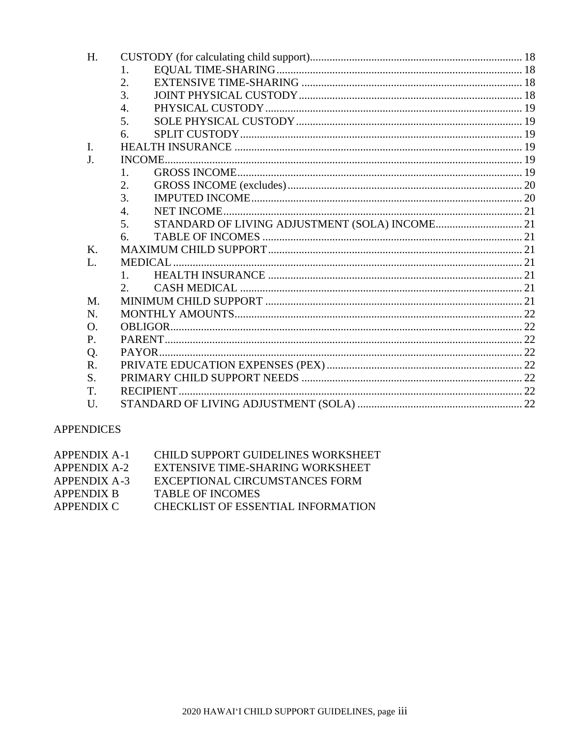H. CUSTODY (for calculating child support) ... 18

1. EQUAL TIME-SHARING ... 18
2. EXTENSIVE TIME-SHARING ... 18
3. JOINT PHYSICAL CUSTODY ... 18
4. PHYSICAL CUSTODY ... 19
5. SOLE PHYSICAL CUSTODY ... 19
6. SPLIT CUSTODY ... 19

I. HEALTH INSURANCE ... 19

J. INCOME ... 19

1. GROSS INCOME ... 19
2. GROSS INCOME (excludes) ... 20
3. IMPUTED INCOME ... 20
4. NET INCOME ... 21
5. STANDARD OF LIVING ADJUSTMENT (SOLA) INCOME ... 21
6. TABLE OF INCOMES ... 21

K. MAXIMUM CHILD SUPPORT ... 21

L. MEDICAL ... 21

1. HEALTH INSURANCE ... 21
2. CASH MEDICAL ... 21

M. MINIMUM CHILD SUPPORT ... 21

N. MONTHLY AMOUNTS ... 22

O. OBLIGOR ... 22

P. PARENT ... 22

Q. PAYOR ... 22

R. PRIVATE EDUCATION EXPENSES (PEX) ... 22

S. PRIMARY CHILD SUPPORT NEEDS ... 22

T. RECIPIENT ... 22

U. STANDARD OF LIVING ADJUSTMENT (SOLA) ... 22

APPENDICES

| | |
|---|---|
| APPENDIX A-1 | CHILD SUPPORT GUIDELINES WORKSHEET |
| APPENDIX A-2 | EXTENSIVE TIME-SHARING WORKSHEET |
| APPENDIX A-3 | EXCEPTIONAL CIRCUMSTANCES FORM |
| APPENDIX B | TABLE OF INCOMES |
| APPENDIX C | CHECKLIST OF ESSENTIAL INFORMATION |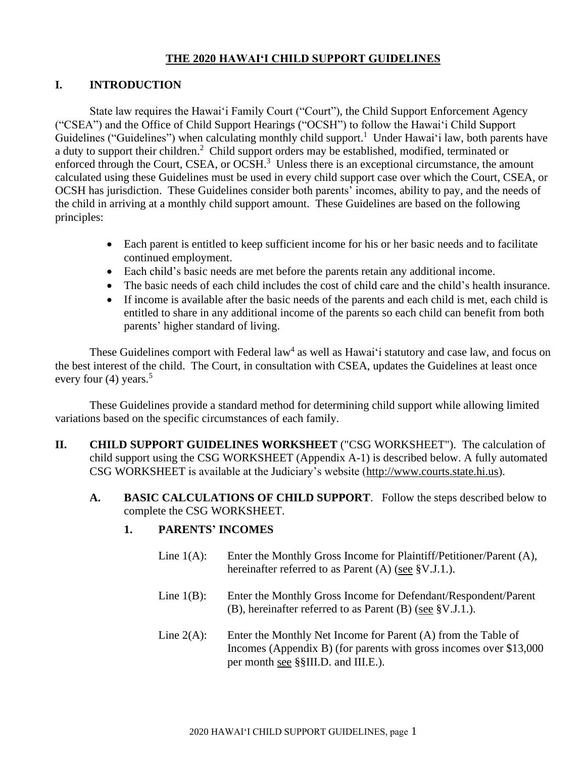# THE 2020 HAWAIʻI CHILD SUPPORT GUIDELINES

## I. INTRODUCTION

State law requires the Hawaiʻi Family Court ("Court"), the Child Support Enforcement Agency ("CSEA") and the Office of Child Support Hearings ("OCSH") to follow the Hawaiʻi Child Support Guidelines ("Guidelines") when calculating monthly child support.[1] Under Hawaiʻi law, both parents have a duty to support their children.[2] Child support orders may be established, modified, terminated or enforced through the Court, CSEA, or OCSH.[3] Unless there is an exceptional circumstance, the amount calculated using these Guidelines must be used in every child support case over which the Court, CSEA, or OCSH has jurisdiction. These Guidelines consider both parents' incomes, ability to pay, and the needs of the child in arriving at a monthly child support amount. These Guidelines are based on the following principles:

- Each parent is entitled to keep sufficient income for his or her basic needs and to facilitate continued employment.
- Each child's basic needs are met before the parents retain any additional income.
- The basic needs of each child includes the cost of child care and the child's health insurance.
- If income is available after the basic needs of the parents and each child is met, each child is entitled to share in any additional income of the parents so each child can benefit from both parents' higher standard of living.

These Guidelines comport with Federal law[4] as well as Hawaiʻi statutory and case law, and focus on the best interest of the child. The Court, in consultation with CSEA, updates the Guidelines at least once every four (4) years.[5]

These Guidelines provide a standard method for determining child support while allowing limited variations based on the specific circumstances of each family.

## II. CHILD SUPPORT GUIDELINES WORKSHEET ("CSG WORKSHEET").

The calculation of child support using the CSG WORKSHEET (Appendix A-1) is described below. A fully automated CSG WORKSHEET is available at the Judiciary's website (http://www.courts.state.hi.us).

### A. BASIC CALCULATIONS OF CHILD SUPPORT.

Follow the steps described below to complete the CSG WORKSHEET.

#### 1. PARENTS' INCOMES

Line 1(A): Enter the Monthly Gross Income for Plaintiff/Petitioner/Parent (A), hereinafter referred to as Parent (A) (see §V.J.1.).

Line 1(B): Enter the Monthly Gross Income for Defendant/Respondent/Parent (B), hereinafter referred to as Parent (B) (see §V.J.1.).

Line 2(A): Enter the Monthly Net Income for Parent (A) from the Table of Incomes (Appendix B) (for parents with gross incomes over $13,000 per month see §§III.D. and III.E.).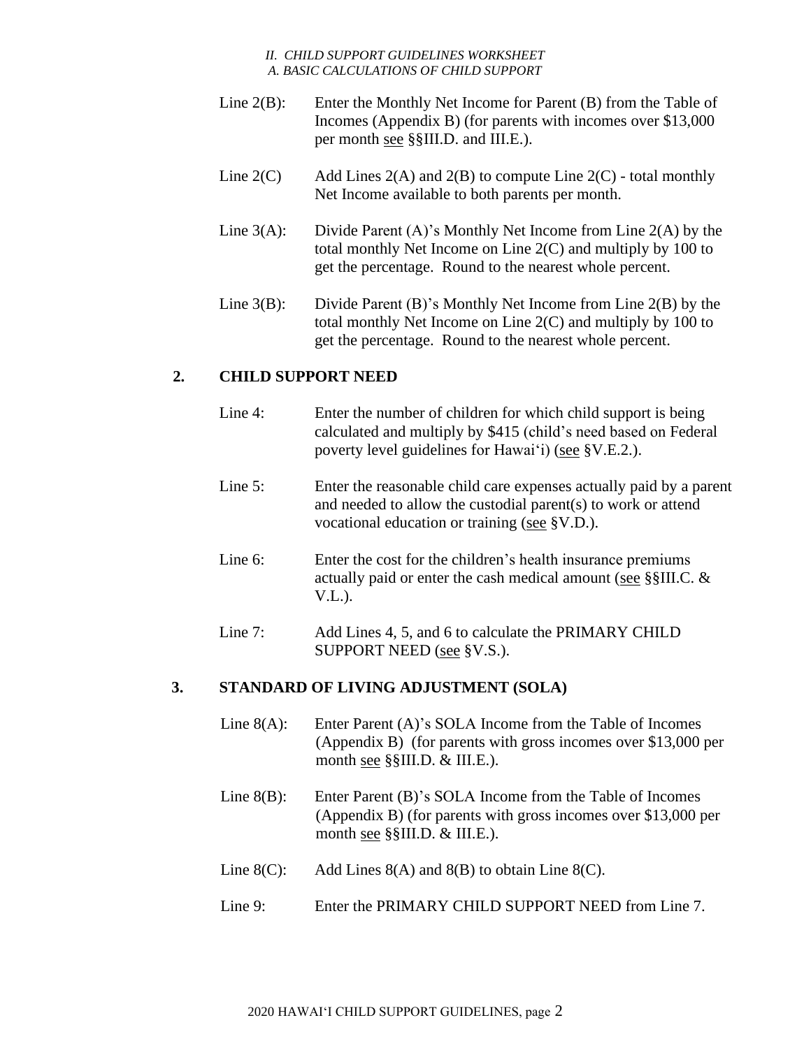*II. CHILD SUPPORT GUIDELINES WORKSHEET*
*A. BASIC CALCULATIONS OF CHILD SUPPORT*

Line 2(B): Enter the Monthly Net Income for Parent (B) from the Table of Incomes (Appendix B) (for parents with incomes over $13,000 per month see §§III.D. and III.E.).

Line 2(C) Add Lines 2(A) and 2(B) to compute Line 2(C) - total monthly Net Income available to both parents per month.

Line 3(A): Divide Parent (A)'s Monthly Net Income from Line 2(A) by the total monthly Net Income on Line 2(C) and multiply by 100 to get the percentage. Round to the nearest whole percent.

Line 3(B): Divide Parent (B)'s Monthly Net Income from Line 2(B) by the total monthly Net Income on Line 2(C) and multiply by 100 to get the percentage. Round to the nearest whole percent.

## 2. CHILD SUPPORT NEED

Line 4: Enter the number of children for which child support is being calculated and multiply by $415 (child's need based on Federal poverty level guidelines for Hawai'i) (see §V.E.2.).

Line 5: Enter the reasonable child care expenses actually paid by a parent and needed to allow the custodial parent(s) to work or attend vocational education or training (see §V.D.).

Line 6: Enter the cost for the children's health insurance premiums actually paid or enter the cash medical amount (see §§III.C. & V.L.).

Line 7: Add Lines 4, 5, and 6 to calculate the PRIMARY CHILD SUPPORT NEED (see §V.S.).

## 3. STANDARD OF LIVING ADJUSTMENT (SOLA)

Line 8(A): Enter Parent (A)'s SOLA Income from the Table of Incomes (Appendix B) (for parents with gross incomes over $13,000 per month see §§III.D. & III.E.).

Line 8(B): Enter Parent (B)'s SOLA Income from the Table of Incomes (Appendix B) (for parents with gross incomes over $13,000 per month see §§III.D. & III.E.).

Line 8(C): Add Lines 8(A) and 8(B) to obtain Line 8(C).

Line 9: Enter the PRIMARY CHILD SUPPORT NEED from Line 7.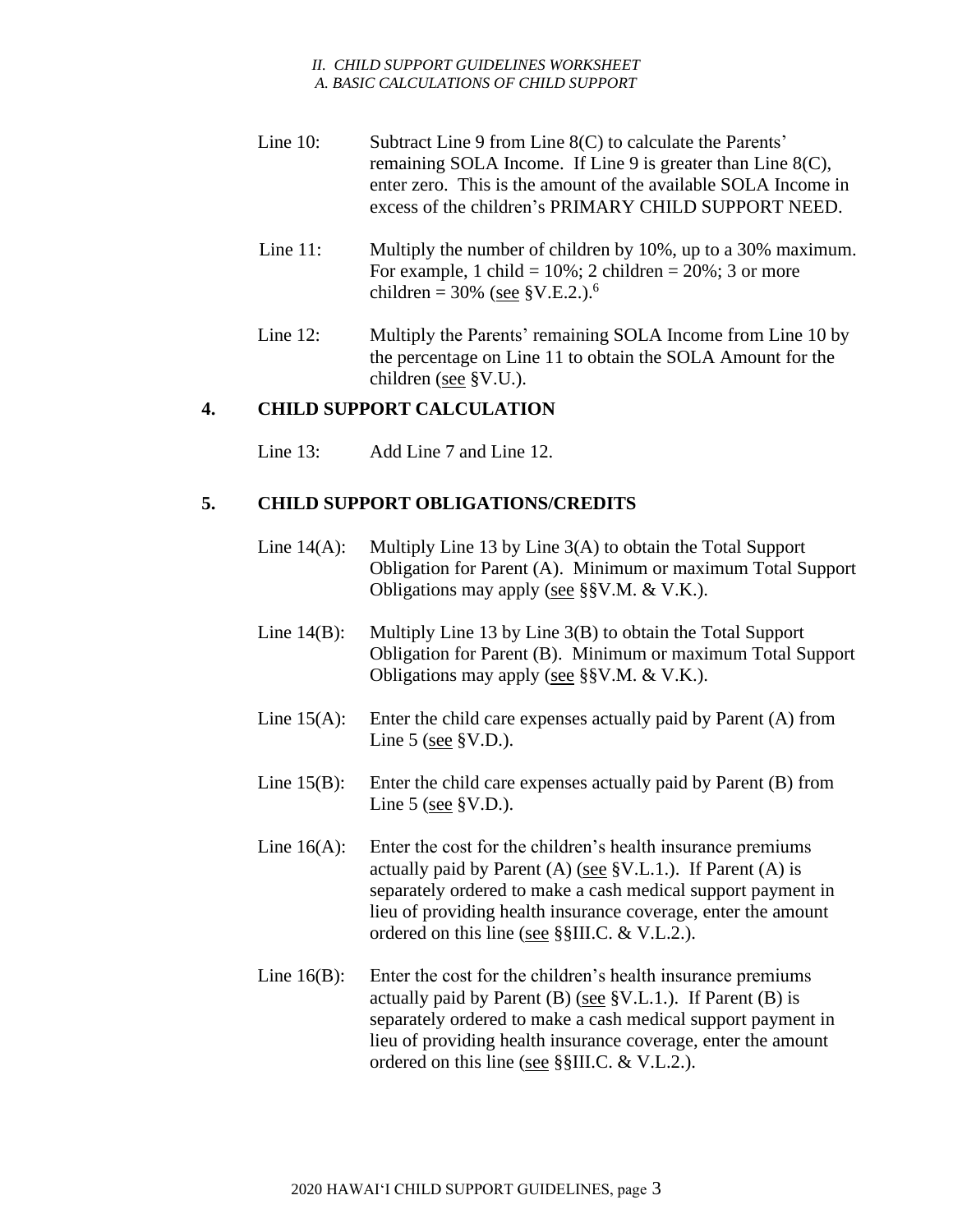Line 10: Subtract Line 9 from Line 8(C) to calculate the Parents' remaining SOLA Income. If Line 9 is greater than Line 8(C), enter zero. This is the amount of the available SOLA Income in excess of the children's PRIMARY CHILD SUPPORT NEED.

Line 11: Multiply the number of children by 10%, up to a 30% maximum. For example, 1 child = 10%; 2 children = 20%; 3 or more children = 30% (see §V.E.2.).[6]

Line 12: Multiply the Parents' remaining SOLA Income from Line 10 by the percentage on Line 11 to obtain the SOLA Amount for the children (see §V.U.).

## 4. CHILD SUPPORT CALCULATION

Line 13: Add Line 7 and Line 12.

## 5. CHILD SUPPORT OBLIGATIONS/CREDITS

Line 14(A): Multiply Line 13 by Line 3(A) to obtain the Total Support Obligation for Parent (A). Minimum or maximum Total Support Obligations may apply (see §§V.M. & V.K.).

Line 14(B): Multiply Line 13 by Line 3(B) to obtain the Total Support Obligation for Parent (B). Minimum or maximum Total Support Obligations may apply (see §§V.M. & V.K.).

Line 15(A): Enter the child care expenses actually paid by Parent (A) from Line 5 (see §V.D.).

Line 15(B): Enter the child care expenses actually paid by Parent (B) from Line 5 (see §V.D.).

Line 16(A): Enter the cost for the children's health insurance premiums actually paid by Parent (A) (see §V.L.1.). If Parent (A) is separately ordered to make a cash medical support payment in lieu of providing health insurance coverage, enter the amount ordered on this line (see §§III.C. & V.L.2.).

Line 16(B): Enter the cost for the children's health insurance premiums actually paid by Parent (B) (see §V.L.1.). If Parent (B) is separately ordered to make a cash medical support payment in lieu of providing health insurance coverage, enter the amount ordered on this line (see §§III.C. & V.L.2.).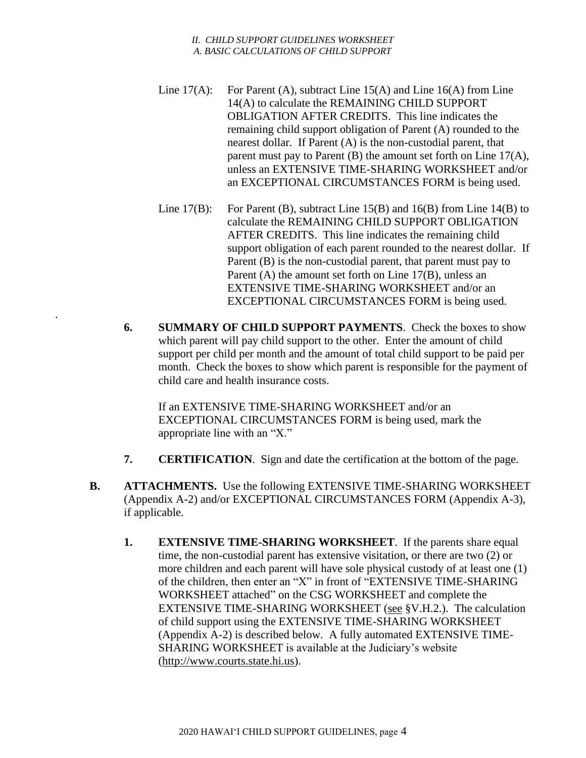Line 17(A): For Parent (A), subtract Line 15(A) and Line 16(A) from Line 14(A) to calculate the REMAINING CHILD SUPPORT OBLIGATION AFTER CREDITS. This line indicates the remaining child support obligation of Parent (A) rounded to the nearest dollar. If Parent (A) is the non-custodial parent, that parent must pay to Parent (B) the amount set forth on Line 17(A), unless an EXTENSIVE TIME-SHARING WORKSHEET and/or an EXCEPTIONAL CIRCUMSTANCES FORM is being used.

Line 17(B): For Parent (B), subtract Line 15(B) and 16(B) from Line 14(B) to calculate the REMAINING CHILD SUPPORT OBLIGATION AFTER CREDITS. This line indicates the remaining child support obligation of each parent rounded to the nearest dollar. If Parent (B) is the non-custodial parent, that parent must pay to Parent (A) the amount set forth on Line 17(B), unless an EXTENSIVE TIME-SHARING WORKSHEET and/or an EXCEPTIONAL CIRCUMSTANCES FORM is being used.

**6. SUMMARY OF CHILD SUPPORT PAYMENTS**. Check the boxes to show which parent will pay child support to the other. Enter the amount of child support per child per month and the amount of total child support to be paid per month. Check the boxes to show which parent is responsible for the payment of child care and health insurance costs.

If an EXTENSIVE TIME-SHARING WORKSHEET and/or an EXCEPTIONAL CIRCUMSTANCES FORM is being used, mark the appropriate line with an "X."

**7. CERTIFICATION**. Sign and date the certification at the bottom of the page.

**B. ATTACHMENTS.** Use the following EXTENSIVE TIME-SHARING WORKSHEET (Appendix A-2) and/or EXCEPTIONAL CIRCUMSTANCES FORM (Appendix A-3), if applicable.

**1. EXTENSIVE TIME-SHARING WORKSHEET**. If the parents share equal time, the non-custodial parent has extensive visitation, or there are two (2) or more children and each parent will have sole physical custody of at least one (1) of the children, then enter an "X" in front of "EXTENSIVE TIME-SHARING WORKSHEET attached" on the CSG WORKSHEET and complete the EXTENSIVE TIME-SHARING WORKSHEET (see §V.H.2.). The calculation of child support using the EXTENSIVE TIME-SHARING WORKSHEET (Appendix A-2) is described below. A fully automated EXTENSIVE TIME-SHARING WORKSHEET is available at the Judiciary's website (http://www.courts.state.hi.us).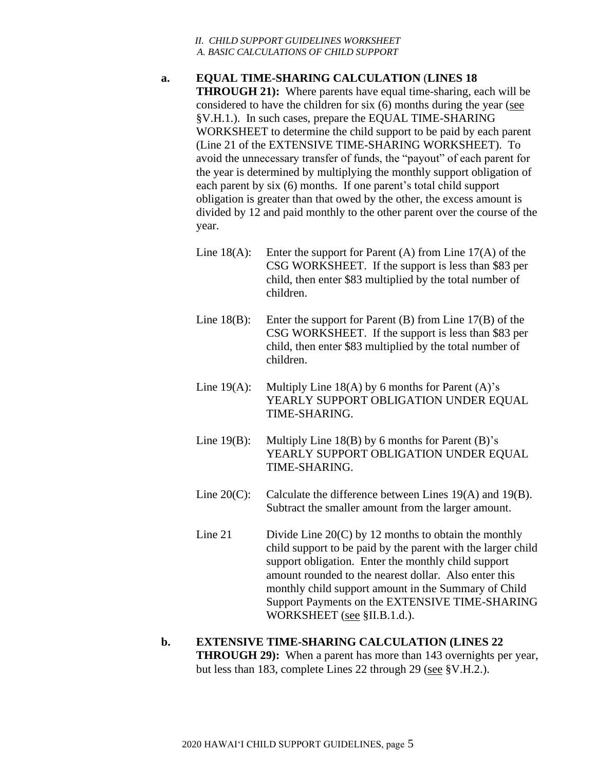**a. EQUAL TIME-SHARING CALCULATION (LINES 18 THROUGH 21):** Where parents have equal time-sharing, each will be considered to have the children for six (6) months during the year (see §V.H.1.). In such cases, prepare the EQUAL TIME-SHARING WORKSHEET to determine the child support to be paid by each parent (Line 21 of the EXTENSIVE TIME-SHARING WORKSHEET). To avoid the unnecessary transfer of funds, the "payout" of each parent for the year is determined by multiplying the monthly support obligation of each parent by six (6) months. If one parent's total child support obligation is greater than that owed by the other, the excess amount is divided by 12 and paid monthly to the other parent over the course of the year.

Line 18(A): Enter the support for Parent (A) from Line 17(A) of the CSG WORKSHEET. If the support is less than $83 per child, then enter $83 multiplied by the total number of children.

Line 18(B): Enter the support for Parent (B) from Line 17(B) of the CSG WORKSHEET. If the support is less than $83 per child, then enter $83 multiplied by the total number of children.

Line 19(A): Multiply Line 18(A) by 6 months for Parent (A)'s YEARLY SUPPORT OBLIGATION UNDER EQUAL TIME-SHARING.

Line 19(B): Multiply Line 18(B) by 6 months for Parent (B)'s YEARLY SUPPORT OBLIGATION UNDER EQUAL TIME-SHARING.

Line 20(C): Calculate the difference between Lines 19(A) and 19(B). Subtract the smaller amount from the larger amount.

Line 21 Divide Line 20(C) by 12 months to obtain the monthly child support to be paid by the parent with the larger child support obligation. Enter the monthly child support amount rounded to the nearest dollar. Also enter this monthly child support amount in the Summary of Child Support Payments on the EXTENSIVE TIME-SHARING WORKSHEET (see §II.B.1.d.).

**b. EXTENSIVE TIME-SHARING CALCULATION (LINES 22 THROUGH 29):** When a parent has more than 143 overnights per year, but less than 183, complete Lines 22 through 29 (see §V.H.2.).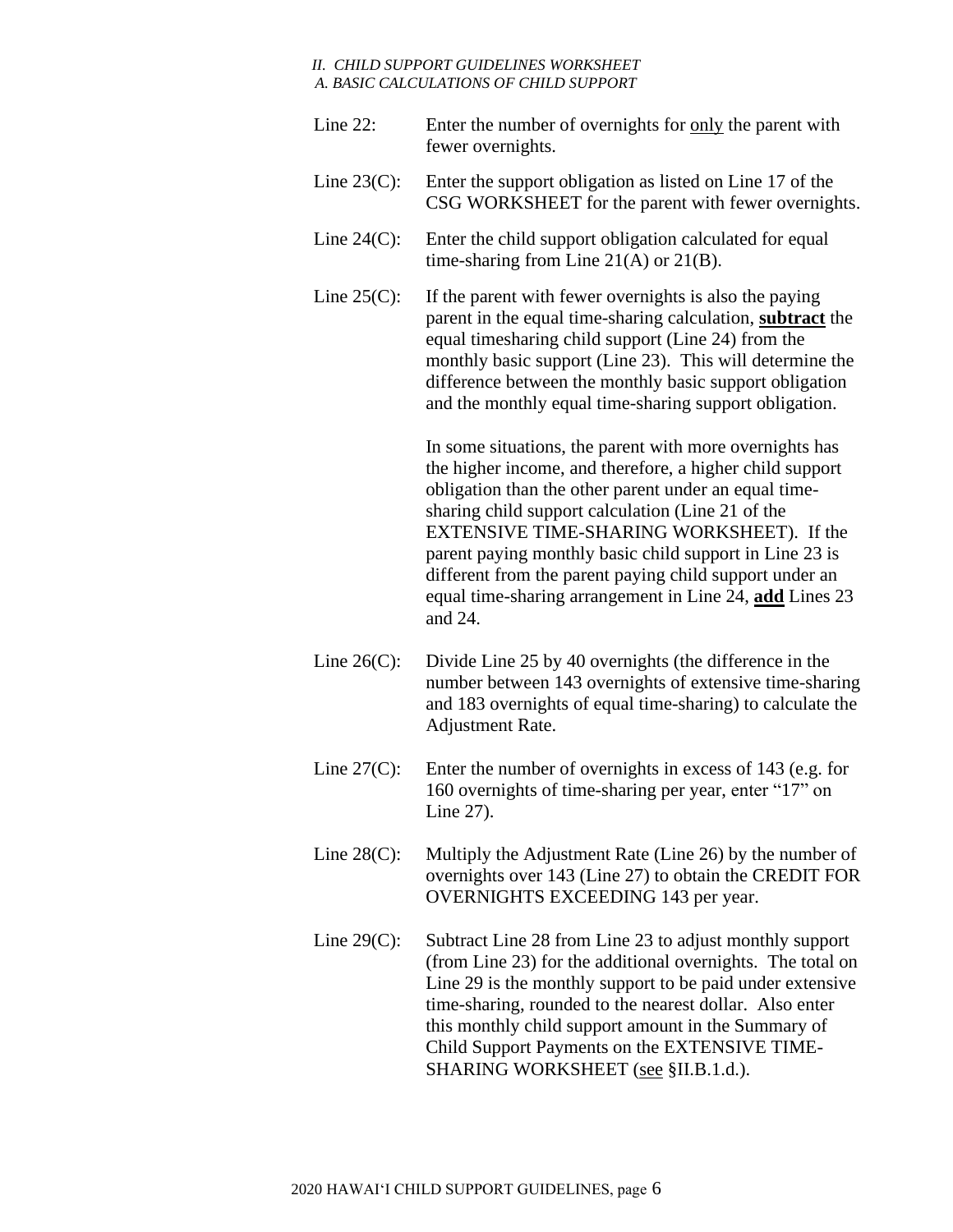*II. CHILD SUPPORT GUIDELINES WORKSHEET*
*A. BASIC CALCULATIONS OF CHILD SUPPORT*

Line 22: Enter the number of overnights for <u>only</u> the parent with fewer overnights.

Line 23(C): Enter the support obligation as listed on Line 17 of the CSG WORKSHEET for the parent with fewer overnights.

Line 24(C): Enter the child support obligation calculated for equal time-sharing from Line 21(A) or 21(B).

Line 25(C): If the parent with fewer overnights is also the paying parent in the equal time-sharing calculation, <u>**subtract**</u> the equal timesharing child support (Line 24) from the monthly basic support (Line 23). This will determine the difference between the monthly basic support obligation and the monthly equal time-sharing support obligation.

In some situations, the parent with more overnights has the higher income, and therefore, a higher child support obligation than the other parent under an equal time-sharing child support calculation (Line 21 of the EXTENSIVE TIME-SHARING WORKSHEET). If the parent paying monthly basic child support in Line 23 is different from the parent paying child support under an equal time-sharing arrangement in Line 24, <u>**add**</u> Lines 23 and 24.

Line 26(C): Divide Line 25 by 40 overnights (the difference in the number between 143 overnights of extensive time-sharing and 183 overnights of equal time-sharing) to calculate the Adjustment Rate.

Line 27(C): Enter the number of overnights in excess of 143 (e.g. for 160 overnights of time-sharing per year, enter "17" on Line 27).

Line 28(C): Multiply the Adjustment Rate (Line 26) by the number of overnights over 143 (Line 27) to obtain the CREDIT FOR OVERNIGHTS EXCEEDING 143 per year.

Line 29(C): Subtract Line 28 from Line 23 to adjust monthly support (from Line 23) for the additional overnights. The total on Line 29 is the monthly support to be paid under extensive time-sharing, rounded to the nearest dollar. Also enter this monthly child support amount in the Summary of Child Support Payments on the EXTENSIVE TIME-SHARING WORKSHEET (<u>see</u> §II.B.1.d.).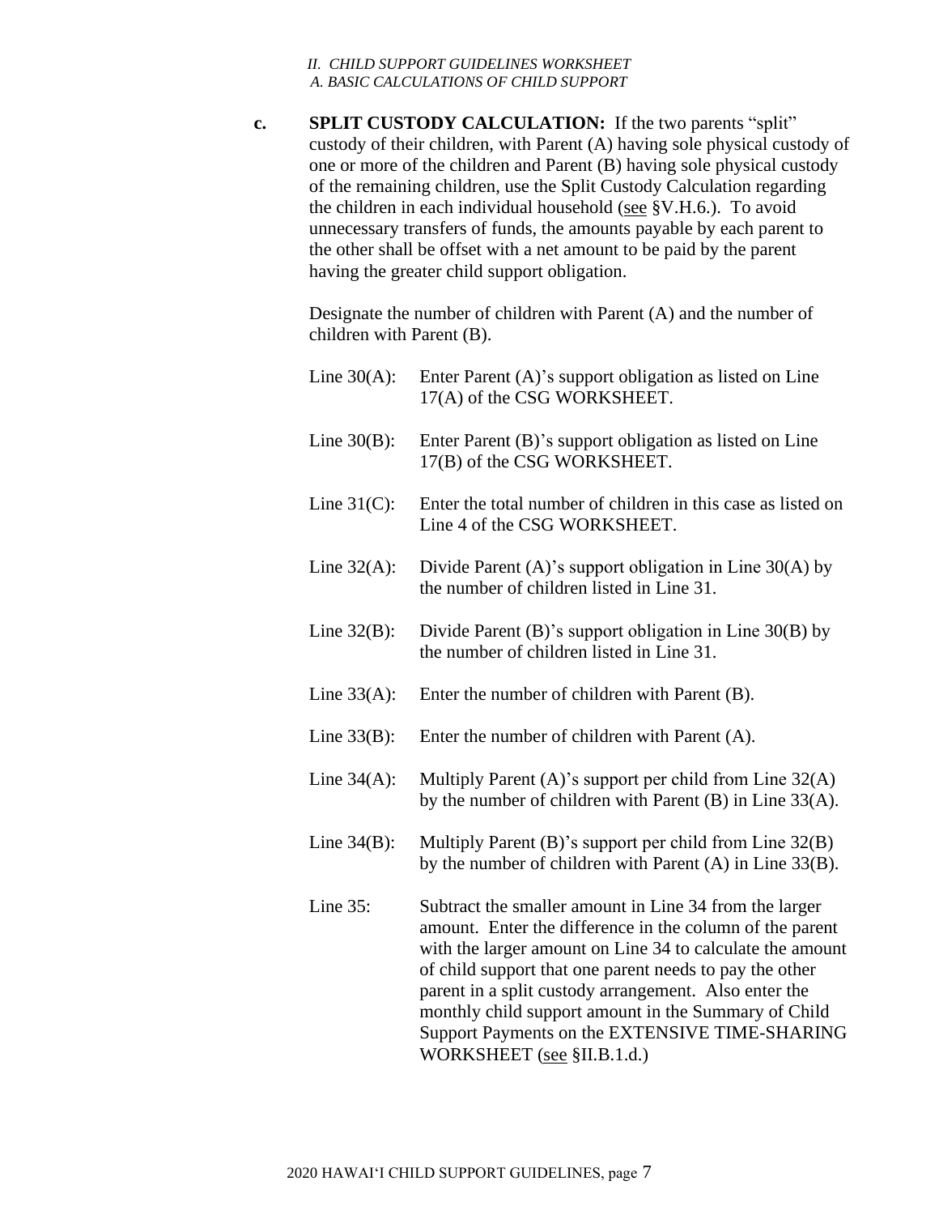**c. SPLIT CUSTODY CALCULATION:** If the two parents "split" custody of their children, with Parent (A) having sole physical custody of one or more of the children and Parent (B) having sole physical custody of the remaining children, use the Split Custody Calculation regarding the children in each individual household (see §V.H.6.). To avoid unnecessary transfers of funds, the amounts payable by each parent to the other shall be offset with a net amount to be paid by the parent having the greater child support obligation.

Designate the number of children with Parent (A) and the number of children with Parent (B).

Line 30(A): Enter Parent (A)'s support obligation as listed on Line 17(A) of the CSG WORKSHEET.

Line 30(B): Enter Parent (B)'s support obligation as listed on Line 17(B) of the CSG WORKSHEET.

Line 31(C): Enter the total number of children in this case as listed on Line 4 of the CSG WORKSHEET.

Line 32(A): Divide Parent (A)'s support obligation in Line 30(A) by the number of children listed in Line 31.

Line 32(B): Divide Parent (B)'s support obligation in Line 30(B) by the number of children listed in Line 31.

Line 33(A): Enter the number of children with Parent (B).

Line 33(B): Enter the number of children with Parent (A).

Line 34(A): Multiply Parent (A)'s support per child from Line 32(A) by the number of children with Parent (B) in Line 33(A).

Line 34(B): Multiply Parent (B)'s support per child from Line 32(B) by the number of children with Parent (A) in Line 33(B).

Line 35: Subtract the smaller amount in Line 34 from the larger amount. Enter the difference in the column of the parent with the larger amount on Line 34 to calculate the amount of child support that one parent needs to pay the other parent in a split custody arrangement. Also enter the monthly child support amount in the Summary of Child Support Payments on the EXTENSIVE TIME-SHARING WORKSHEET (see §II.B.1.d.)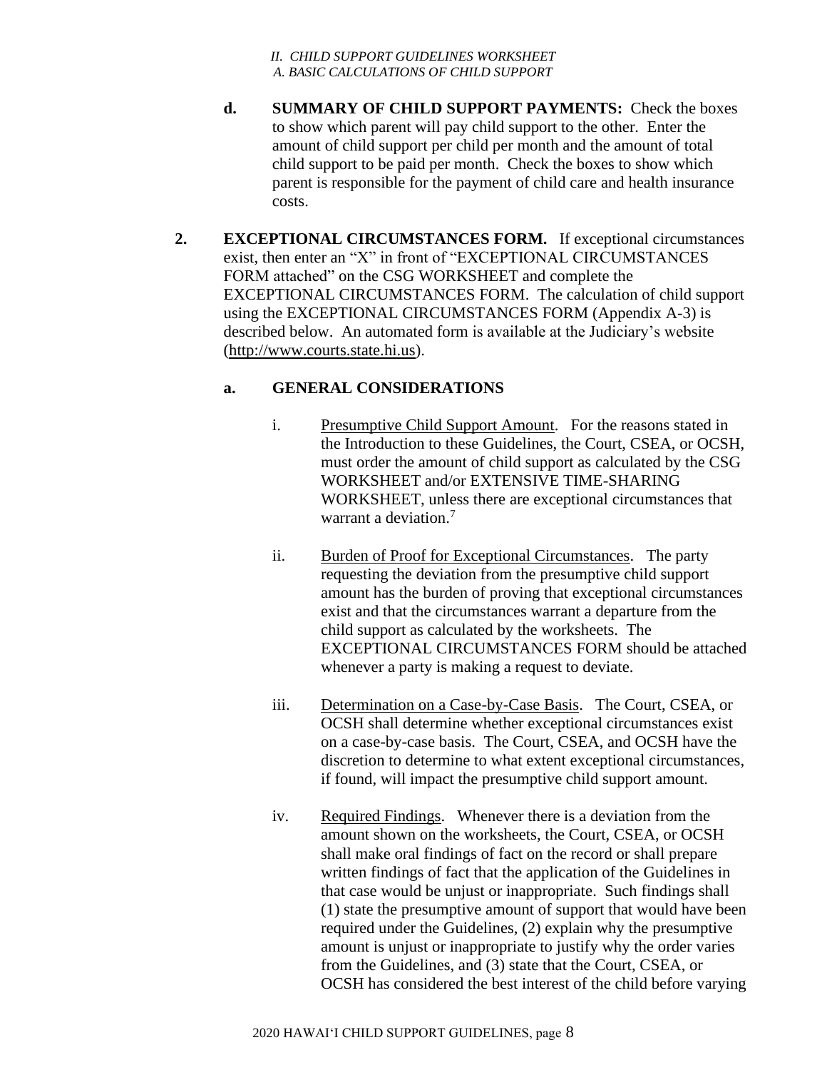**d. SUMMARY OF CHILD SUPPORT PAYMENTS:** Check the boxes to show which parent will pay child support to the other. Enter the amount of child support per child per month and the amount of total child support to be paid per month. Check the boxes to show which parent is responsible for the payment of child care and health insurance costs.

**2. EXCEPTIONAL CIRCUMSTANCES FORM.** If exceptional circumstances exist, then enter an "X" in front of "EXCEPTIONAL CIRCUMSTANCES FORM attached" on the CSG WORKSHEET and complete the EXCEPTIONAL CIRCUMSTANCES FORM. The calculation of child support using the EXCEPTIONAL CIRCUMSTANCES FORM (Appendix A-3) is described below. An automated form is available at the Judiciary's website (http://www.courts.state.hi.us).

**a. GENERAL CONSIDERATIONS**

i. Presumptive Child Support Amount. For the reasons stated in the Introduction to these Guidelines, the Court, CSEA, or OCSH, must order the amount of child support as calculated by the CSG WORKSHEET and/or EXTENSIVE TIME-SHARING WORKSHEET, unless there are exceptional circumstances that warrant a deviation.[7]

ii. Burden of Proof for Exceptional Circumstances. The party requesting the deviation from the presumptive child support amount has the burden of proving that exceptional circumstances exist and that the circumstances warrant a departure from the child support as calculated by the worksheets. The EXCEPTIONAL CIRCUMSTANCES FORM should be attached whenever a party is making a request to deviate.

iii. Determination on a Case-by-Case Basis. The Court, CSEA, or OCSH shall determine whether exceptional circumstances exist on a case-by-case basis. The Court, CSEA, and OCSH have the discretion to determine to what extent exceptional circumstances, if found, will impact the presumptive child support amount.

iv. Required Findings. Whenever there is a deviation from the amount shown on the worksheets, the Court, CSEA, or OCSH shall make oral findings of fact on the record or shall prepare written findings of fact that the application of the Guidelines in that case would be unjust or inappropriate. Such findings shall (1) state the presumptive amount of support that would have been required under the Guidelines, (2) explain why the presumptive amount is unjust or inappropriate to justify why the order varies from the Guidelines, and (3) state that the Court, CSEA, or OCSH has considered the best interest of the child before varying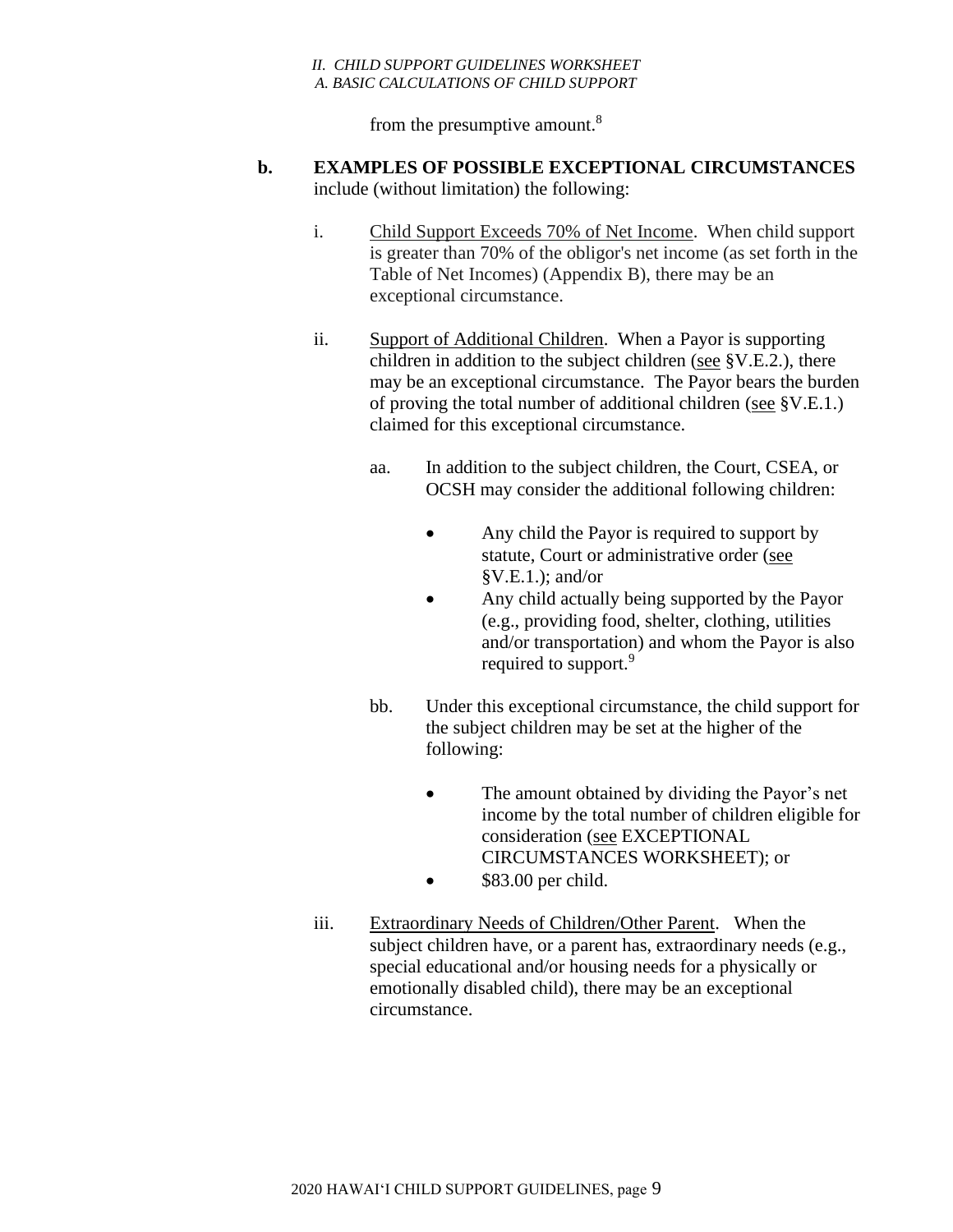from the presumptive amount.[8]

**b. EXAMPLES OF POSSIBLE EXCEPTIONAL CIRCUMSTANCES** include (without limitation) the following:

i. Child Support Exceeds 70% of Net Income. When child support is greater than 70% of the obligor's net income (as set forth in the Table of Net Incomes) (Appendix B), there may be an exceptional circumstance.

ii. Support of Additional Children. When a Payor is supporting children in addition to the subject children (see §V.E.2.), there may be an exceptional circumstance. The Payor bears the burden of proving the total number of additional children (see §V.E.1.) claimed for this exceptional circumstance.

aa. In addition to the subject children, the Court, CSEA, or OCSH may consider the additional following children:

- Any child the Payor is required to support by statute, Court or administrative order (see §V.E.1.); and/or
- Any child actually being supported by the Payor (e.g., providing food, shelter, clothing, utilities and/or transportation) and whom the Payor is also required to support.[9]

bb. Under this exceptional circumstance, the child support for the subject children may be set at the higher of the following:

- The amount obtained by dividing the Payor's net income by the total number of children eligible for consideration (see EXCEPTIONAL CIRCUMSTANCES WORKSHEET); or
- $83.00 per child.

iii. Extraordinary Needs of Children/Other Parent. When the subject children have, or a parent has, extraordinary needs (e.g., special educational and/or housing needs for a physically or emotionally disabled child), there may be an exceptional circumstance.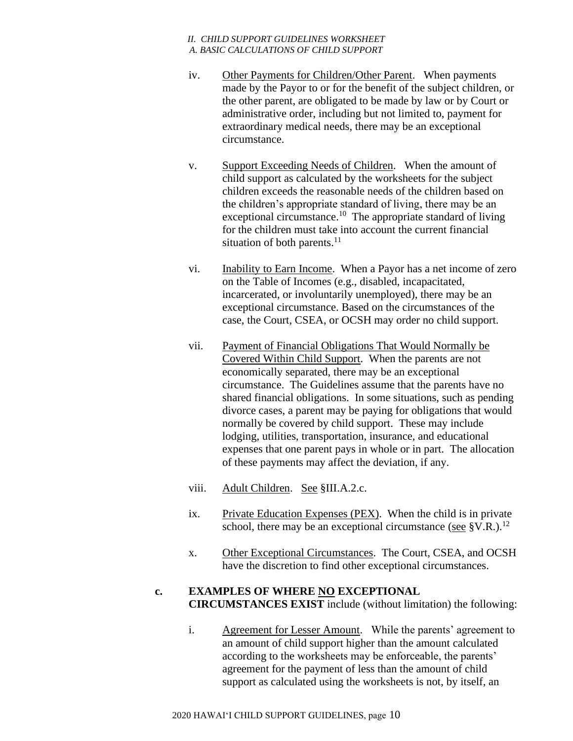iv. Other Payments for Children/Other Parent. When payments made by the Payor to or for the benefit of the subject children, or the other parent, are obligated to be made by law or by Court or administrative order, including but not limited to, payment for extraordinary medical needs, there may be an exceptional circumstance.

v. Support Exceeding Needs of Children. When the amount of child support as calculated by the worksheets for the subject children exceeds the reasonable needs of the children based on the children's appropriate standard of living, there may be an exceptional circumstance.[10] The appropriate standard of living for the children must take into account the current financial situation of both parents.[11]

vi. Inability to Earn Income. When a Payor has a net income of zero on the Table of Incomes (e.g., disabled, incapacitated, incarcerated, or involuntarily unemployed), there may be an exceptional circumstance. Based on the circumstances of the case, the Court, CSEA, or OCSH may order no child support.

vii. Payment of Financial Obligations That Would Normally be Covered Within Child Support. When the parents are not economically separated, there may be an exceptional circumstance. The Guidelines assume that the parents have no shared financial obligations. In some situations, such as pending divorce cases, a parent may be paying for obligations that would normally be covered by child support. These may include lodging, utilities, transportation, insurance, and educational expenses that one parent pays in whole or in part. The allocation of these payments may affect the deviation, if any.

viii. Adult Children. See §III.A.2.c.

ix. Private Education Expenses (PEX). When the child is in private school, there may be an exceptional circumstance (see §V.R.).[12]

x. Other Exceptional Circumstances. The Court, CSEA, and OCSH have the discretion to find other exceptional circumstances.

**c. EXAMPLES OF WHERE NO EXCEPTIONAL CIRCUMSTANCES EXIST** include (without limitation) the following:

i. Agreement for Lesser Amount. While the parents' agreement to an amount of child support higher than the amount calculated according to the worksheets may be enforceable, the parents' agreement for the payment of less than the amount of child support as calculated using the worksheets is not, by itself, an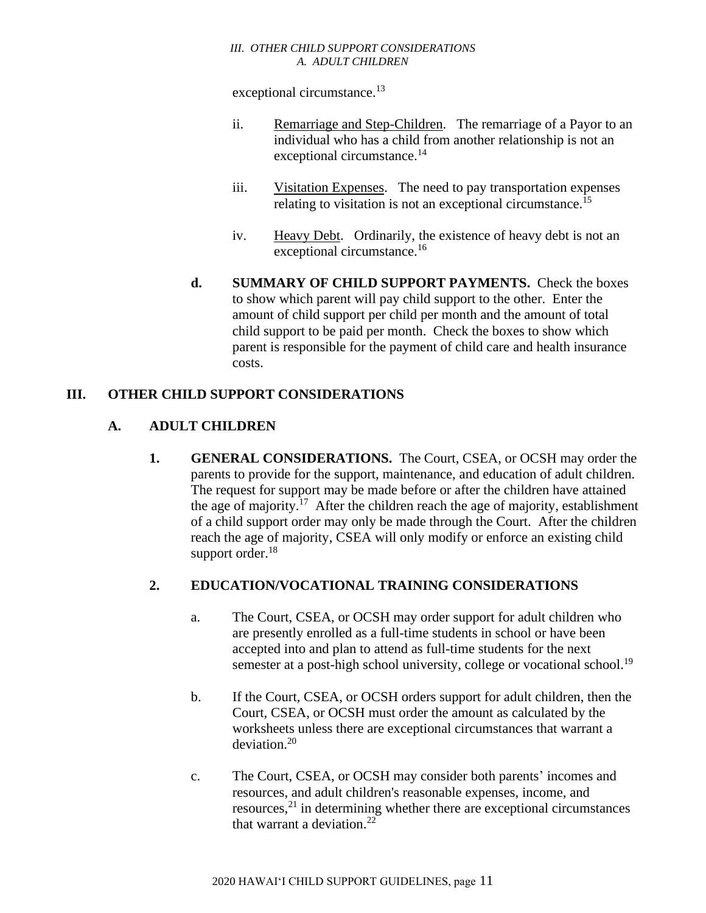exceptional circumstance.[13]

ii. Remarriage and Step-Children. The remarriage of a Payor to an individual who has a child from another relationship is not an exceptional circumstance.[14]

iii. Visitation Expenses. The need to pay transportation expenses relating to visitation is not an exceptional circumstance.[15]

iv. Heavy Debt. Ordinarily, the existence of heavy debt is not an exceptional circumstance.[16]

**d. SUMMARY OF CHILD SUPPORT PAYMENTS.** Check the boxes to show which parent will pay child support to the other. Enter the amount of child support per child per month and the amount of total child support to be paid per month. Check the boxes to show which parent is responsible for the payment of child care and health insurance costs.

# III. OTHER CHILD SUPPORT CONSIDERATIONS

## A. ADULT CHILDREN

**1. GENERAL CONSIDERATIONS.** The Court, CSEA, or OCSH may order the parents to provide for the support, maintenance, and education of adult children. The request for support may be made before or after the children have attained the age of majority.[17] After the children reach the age of majority, establishment of a child support order may only be made through the Court. After the children reach the age of majority, CSEA will only modify or enforce an existing child support order.[18]

**2. EDUCATION/VOCATIONAL TRAINING CONSIDERATIONS**

a. The Court, CSEA, or OCSH may order support for adult children who are presently enrolled as a full-time students in school or have been accepted into and plan to attend as full-time students for the next semester at a post-high school university, college or vocational school.[19]

b. If the Court, CSEA, or OCSH orders support for adult children, then the Court, CSEA, or OCSH must order the amount as calculated by the worksheets unless there are exceptional circumstances that warrant a deviation.[20]

c. The Court, CSEA, or OCSH may consider both parents' incomes and resources, and adult children's reasonable expenses, income, and resources,[21] in determining whether there are exceptional circumstances that warrant a deviation.[22]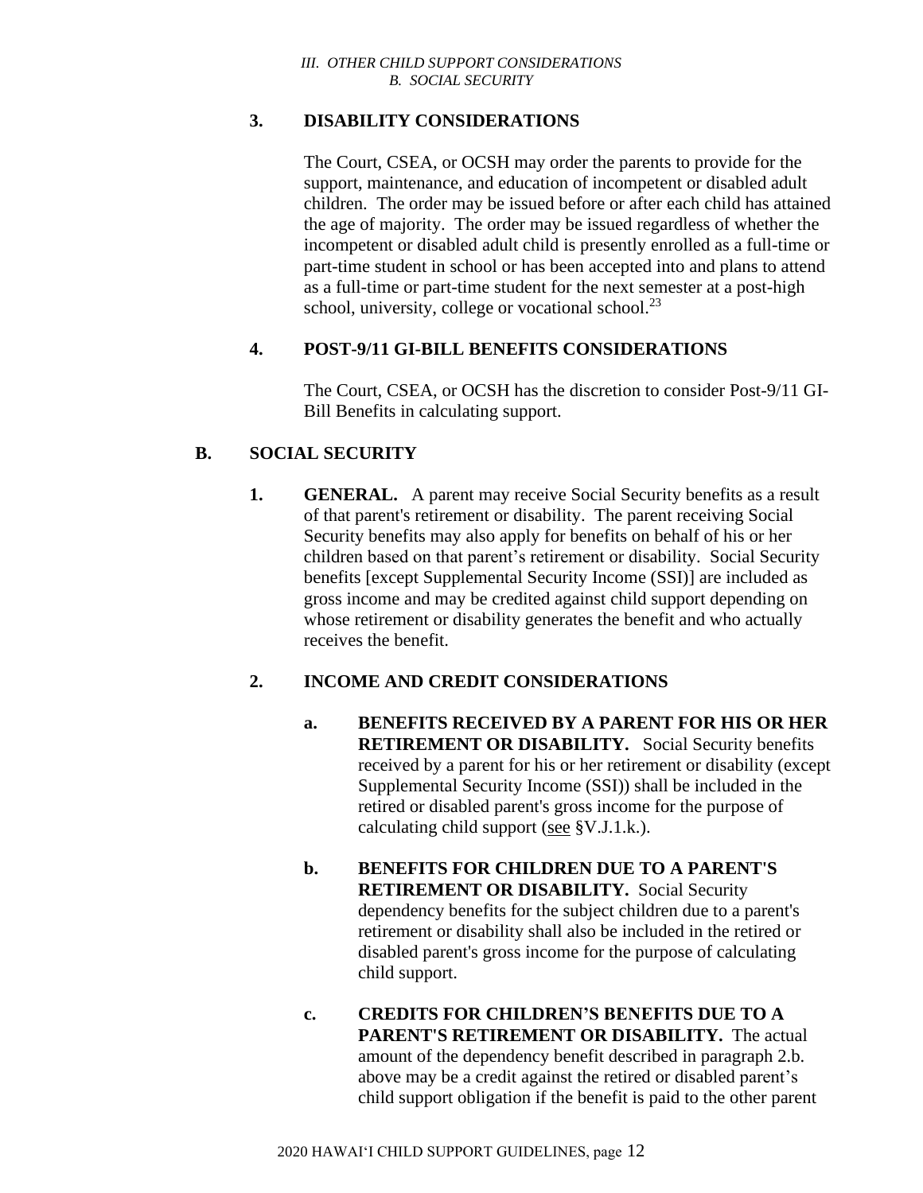### 3. DISABILITY CONSIDERATIONS

The Court, CSEA, or OCSH may order the parents to provide for the support, maintenance, and education of incompetent or disabled adult children. The order may be issued before or after each child has attained the age of majority. The order may be issued regardless of whether the incompetent or disabled adult child is presently enrolled as a full-time or part-time student in school or has been accepted into and plans to attend as a full-time or part-time student for the next semester at a post-high school, university, college or vocational school.[23]

### 4. POST-9/11 GI-BILL BENEFITS CONSIDERATIONS

The Court, CSEA, or OCSH has the discretion to consider Post-9/11 GI-Bill Benefits in calculating support.

## B. SOCIAL SECURITY

**1. GENERAL.** A parent may receive Social Security benefits as a result of that parent's retirement or disability. The parent receiving Social Security benefits may also apply for benefits on behalf of his or her children based on that parent's retirement or disability. Social Security benefits [except Supplemental Security Income (SSI)] are included as gross income and may be credited against child support depending on whose retirement or disability generates the benefit and who actually receives the benefit.

### 2. INCOME AND CREDIT CONSIDERATIONS

**a. BENEFITS RECEIVED BY A PARENT FOR HIS OR HER RETIREMENT OR DISABILITY.** Social Security benefits received by a parent for his or her retirement or disability (except Supplemental Security Income (SSI)) shall be included in the retired or disabled parent's gross income for the purpose of calculating child support (see §V.J.1.k.).

**b. BENEFITS FOR CHILDREN DUE TO A PARENT'S RETIREMENT OR DISABILITY.** Social Security dependency benefits for the subject children due to a parent's retirement or disability shall also be included in the retired or disabled parent's gross income for the purpose of calculating child support.

**c. CREDITS FOR CHILDREN'S BENEFITS DUE TO A PARENT'S RETIREMENT OR DISABILITY.** The actual amount of the dependency benefit described in paragraph 2.b. above may be a credit against the retired or disabled parent's child support obligation if the benefit is paid to the other parent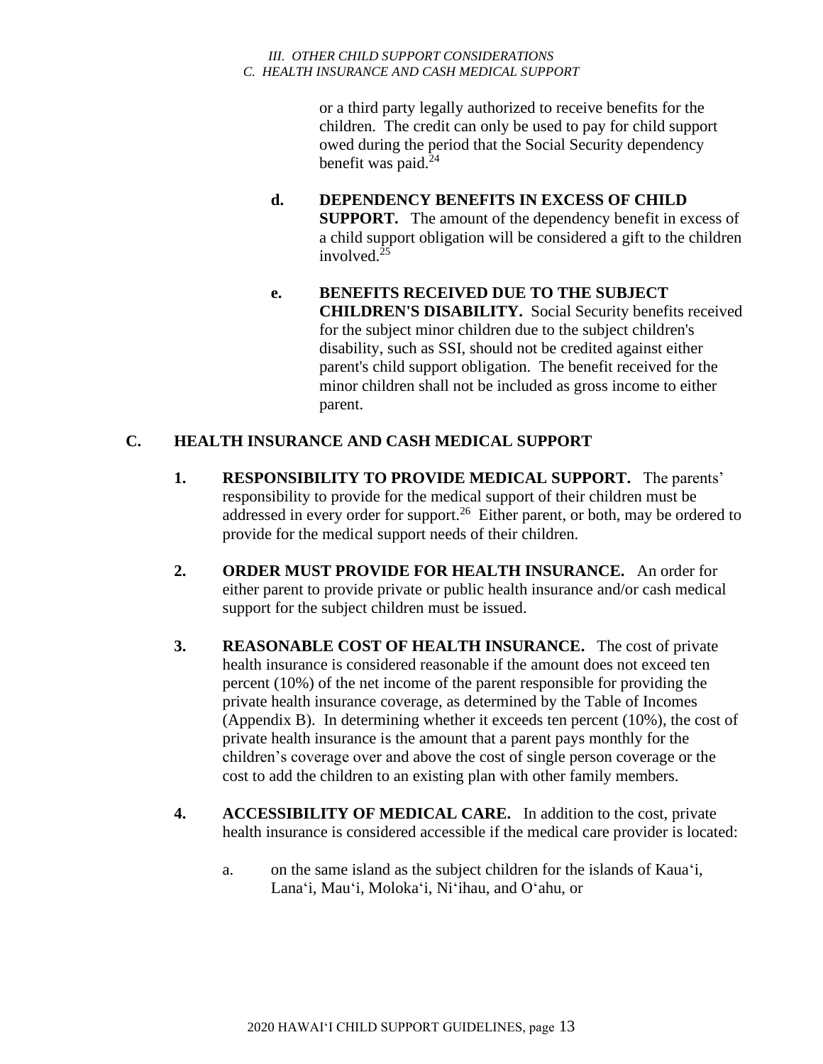or a third party legally authorized to receive benefits for the children. The credit can only be used to pay for child support owed during the period that the Social Security dependency benefit was paid.[24]

**d. DEPENDENCY BENEFITS IN EXCESS OF CHILD SUPPORT.** The amount of the dependency benefit in excess of a child support obligation will be considered a gift to the children involved.[25]

**e. BENEFITS RECEIVED DUE TO THE SUBJECT CHILDREN'S DISABILITY.** Social Security benefits received for the subject minor children due to the subject children's disability, such as SSI, should not be credited against either parent's child support obligation. The benefit received for the minor children shall not be included as gross income to either parent.

## C. HEALTH INSURANCE AND CASH MEDICAL SUPPORT

**1. RESPONSIBILITY TO PROVIDE MEDICAL SUPPORT.** The parents' responsibility to provide for the medical support of their children must be addressed in every order for support.[26] Either parent, or both, may be ordered to provide for the medical support needs of their children.

**2. ORDER MUST PROVIDE FOR HEALTH INSURANCE.** An order for either parent to provide private or public health insurance and/or cash medical support for the subject children must be issued.

**3. REASONABLE COST OF HEALTH INSURANCE.** The cost of private health insurance is considered reasonable if the amount does not exceed ten percent (10%) of the net income of the parent responsible for providing the private health insurance coverage, as determined by the Table of Incomes (Appendix B). In determining whether it exceeds ten percent (10%), the cost of private health insurance is the amount that a parent pays monthly for the children's coverage over and above the cost of single person coverage or the cost to add the children to an existing plan with other family members.

**4. ACCESSIBILITY OF MEDICAL CARE.** In addition to the cost, private health insurance is considered accessible if the medical care provider is located:

a. on the same island as the subject children for the islands of Kaua‘i, Lana‘i, Mau‘i, Moloka‘i, Ni‘ihau, and O‘ahu, or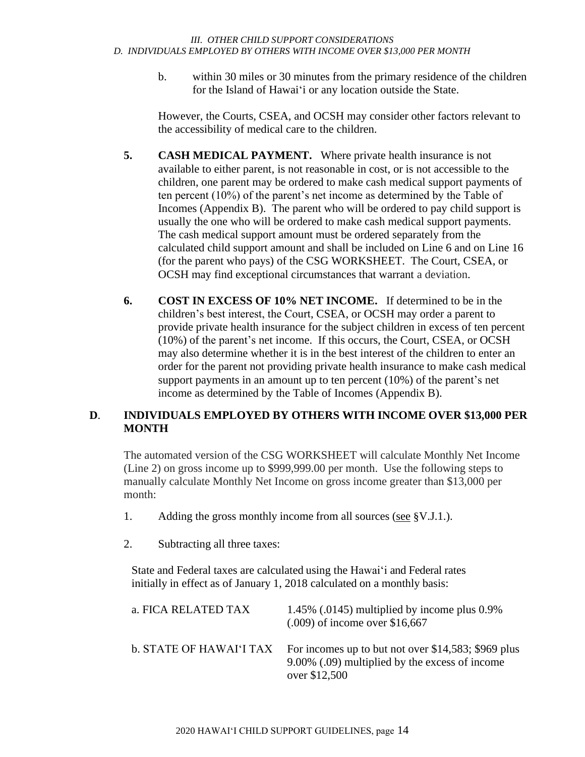b. within 30 miles or 30 minutes from the primary residence of the children for the Island of Hawai‘i or any location outside the State.

However, the Courts, CSEA, and OCSH may consider other factors relevant to the accessibility of medical care to the children.

5. **CASH MEDICAL PAYMENT.** Where private health insurance is not available to either parent, is not reasonable in cost, or is not accessible to the children, one parent may be ordered to make cash medical support payments of ten percent (10%) of the parent's net income as determined by the Table of Incomes (Appendix B). The parent who will be ordered to pay child support is usually the one who will be ordered to make cash medical support payments. The cash medical support amount must be ordered separately from the calculated child support amount and shall be included on Line 6 and on Line 16 (for the parent who pays) of the CSG WORKSHEET. The Court, CSEA, or OCSH may find exceptional circumstances that warrant a deviation.

6. **COST IN EXCESS OF 10% NET INCOME.** If determined to be in the children's best interest, the Court, CSEA, or OCSH may order a parent to provide private health insurance for the subject children in excess of ten percent (10%) of the parent's net income. If this occurs, the Court, CSEA, or OCSH may also determine whether it is in the best interest of the children to enter an order for the parent not providing private health insurance to make cash medical support payments in an amount up to ten percent (10%) of the parent's net income as determined by the Table of Incomes (Appendix B).

## D. INDIVIDUALS EMPLOYED BY OTHERS WITH INCOME OVER $13,000 PER MONTH

The automated version of the CSG WORKSHEET will calculate Monthly Net Income (Line 2) on gross income up to $999,999.00 per month. Use the following steps to manually calculate Monthly Net Income on gross income greater than $13,000 per month:

1. Adding the gross monthly income from all sources (see §V.J.1.).

2. Subtracting all three taxes:

State and Federal taxes are calculated using the Hawai‘i and Federal rates initially in effect as of January 1, 2018 calculated on a monthly basis:

| | |
|---|---|
| a. FICA RELATED TAX | 1.45% (.0145) multiplied by income plus 0.9% (.009) of income over $16,667 |
| b. STATE OF HAWAI‘I TAX | For incomes up to but not over $14,583; $969 plus 9.00% (.09) multiplied by the excess of income over $12,500 |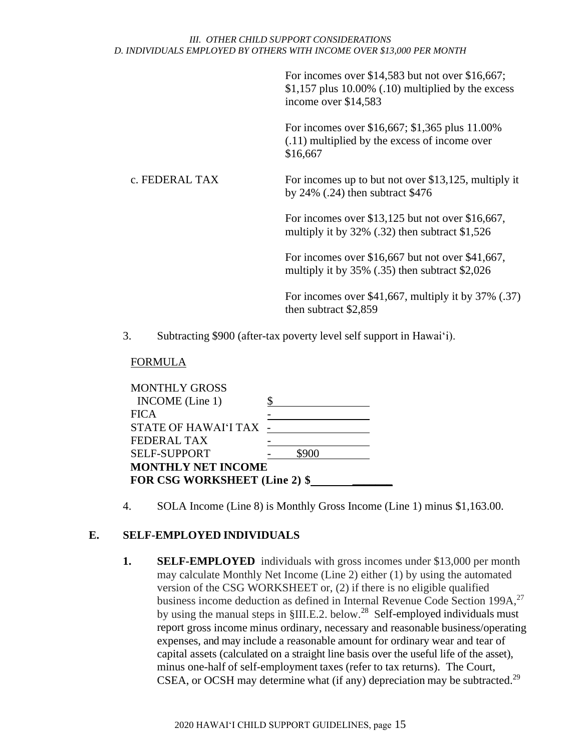For incomes over \$14,583 but not over \$16,667; \$1,157 plus 10.00% (.10) multiplied by the excess income over \$14,583

For incomes over \$16,667; \$1,365 plus 11.00% (.11) multiplied by the excess of income over \$16,667

c. FEDERAL TAX

For incomes up to but not over \$13,125, multiply it by 24% (.24) then subtract \$476

For incomes over \$13,125 but not over \$16,667, multiply it by 32% (.32) then subtract \$1,526

For incomes over \$16,667 but not over \$41,667, multiply it by 35% (.35) then subtract \$2,026

For incomes over \$41,667, multiply it by 37% (.37) then subtract \$2,859

3. Subtracting \$900 (after-tax poverty level self support in Hawai'i).

FORMULA

| | |
|---|---|
| MONTHLY GROSS INCOME (Line 1) | \$ |
| FICA | - |
| STATE OF HAWAI'I TAX | - |
| FEDERAL TAX | - |
| SELF-SUPPORT | - \$900 |
| **MONTHLY NET INCOME FOR CSG WORKSHEET (Line 2)** | **\$** |

4. SOLA Income (Line 8) is Monthly Gross Income (Line 1) minus \$1,163.00.

## E. SELF-EMPLOYED INDIVIDUALS

1. **SELF-EMPLOYED** individuals with gross incomes under \$13,000 per month may calculate Monthly Net Income (Line 2) either (1) by using the automated version of the CSG WORKSHEET or, (2) if there is no eligible qualified business income deduction as defined in Internal Revenue Code Section 199A,[27] by using the manual steps in §III.E.2. below.[28] Self-employed individuals must report gross income minus ordinary, necessary and reasonable business/operating expenses, and may include a reasonable amount for ordinary wear and tear of capital assets (calculated on a straight line basis over the useful life of the asset), minus one-half of self-employment taxes (refer to tax returns). The Court, CSEA, or OCSH may determine what (if any) depreciation may be subtracted.[29]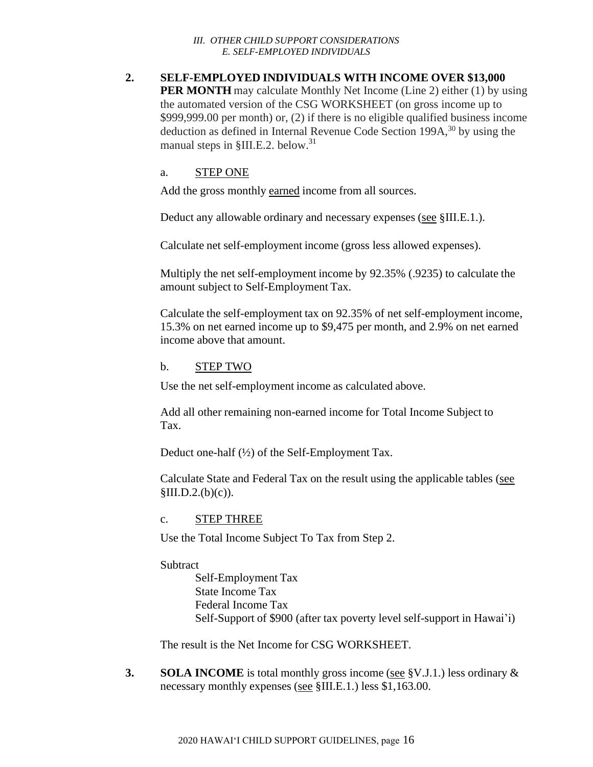**2. SELF-EMPLOYED INDIVIDUALS WITH INCOME OVER $13,000 PER MONTH** may calculate Monthly Net Income (Line 2) either (1) by using the automated version of the CSG WORKSHEET (on gross income up to $999,999.00 per month) or, (2) if there is no eligible qualified business income deduction as defined in Internal Revenue Code Section 199A,[30] by using the manual steps in §III.E.2. below.[31]

a. STEP ONE

Add the gross monthly earned income from all sources.

Deduct any allowable ordinary and necessary expenses (see §III.E.1.).

Calculate net self-employment income (gross less allowed expenses).

Multiply the net self-employment income by 92.35% (.9235) to calculate the amount subject to Self-Employment Tax.

Calculate the self-employment tax on 92.35% of net self-employment income, 15.3% on net earned income up to $9,475 per month, and 2.9% on net earned income above that amount.

b. STEP TWO

Use the net self-employment income as calculated above.

Add all other remaining non-earned income for Total Income Subject to Tax.

Deduct one-half (½) of the Self-Employment Tax.

Calculate State and Federal Tax on the result using the applicable tables (see §III.D.2.(b)(c)).

c. STEP THREE

Use the Total Income Subject To Tax from Step 2.

Subtract

- Self-Employment Tax
- State Income Tax
- Federal Income Tax
- Self-Support of $900 (after tax poverty level self-support in Hawai'i)

The result is the Net Income for CSG WORKSHEET.

**3. SOLA INCOME** is total monthly gross income (see §V.J.1.) less ordinary & necessary monthly expenses (see §III.E.1.) less $1,163.00.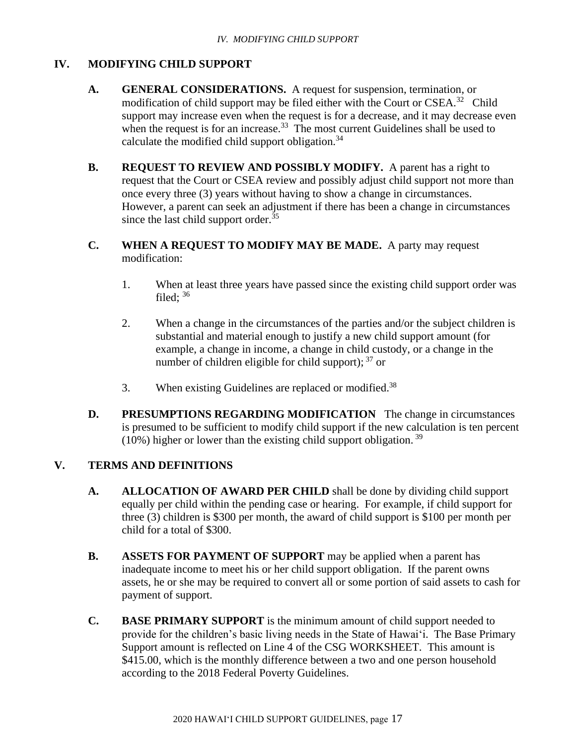## IV. MODIFYING CHILD SUPPORT

**A. GENERAL CONSIDERATIONS.** A request for suspension, termination, or modification of child support may be filed either with the Court or CSEA.[32] Child support may increase even when the request is for a decrease, and it may decrease even when the request is for an increase.[33] The most current Guidelines shall be used to calculate the modified child support obligation.[34]

**B. REQUEST TO REVIEW AND POSSIBLY MODIFY.** A parent has a right to request that the Court or CSEA review and possibly adjust child support not more than once every three (3) years without having to show a change in circumstances. However, a parent can seek an adjustment if there has been a change in circumstances since the last child support order.[35]

**C. WHEN A REQUEST TO MODIFY MAY BE MADE.** A party may request modification:

1. When at least three years have passed since the existing child support order was filed; [36]

2. When a change in the circumstances of the parties and/or the subject children is substantial and material enough to justify a new child support amount (for example, a change in income, a change in child custody, or a change in the number of children eligible for child support); [37] or

3. When existing Guidelines are replaced or modified.[38]

**D. PRESUMPTIONS REGARDING MODIFICATION** The change in circumstances is presumed to be sufficient to modify child support if the new calculation is ten percent (10%) higher or lower than the existing child support obligation. [39]

## V. TERMS AND DEFINITIONS

**A. ALLOCATION OF AWARD PER CHILD** shall be done by dividing child support equally per child within the pending case or hearing. For example, if child support for three (3) children is $300 per month, the award of child support is $100 per month per child for a total of $300.

**B. ASSETS FOR PAYMENT OF SUPPORT** may be applied when a parent has inadequate income to meet his or her child support obligation. If the parent owns assets, he or she may be required to convert all or some portion of said assets to cash for payment of support.

**C. BASE PRIMARY SUPPORT** is the minimum amount of child support needed to provide for the children's basic living needs in the State of Hawai'i. The Base Primary Support amount is reflected on Line 4 of the CSG WORKSHEET. This amount is $415.00, which is the monthly difference between a two and one person household according to the 2018 Federal Poverty Guidelines.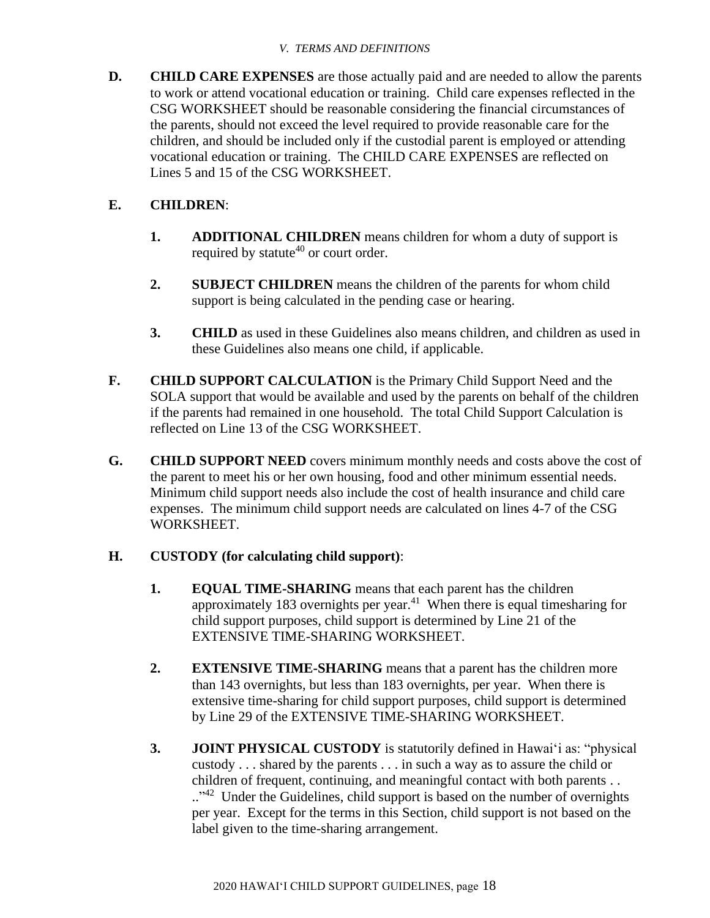**D.** **CHILD CARE EXPENSES** are those actually paid and are needed to allow the parents to work or attend vocational education or training. Child care expenses reflected in the CSG WORKSHEET should be reasonable considering the financial circumstances of the parents, should not exceed the level required to provide reasonable care for the children, and should be included only if the custodial parent is employed or attending vocational education or training. The CHILD CARE EXPENSES are reflected on Lines 5 and 15 of the CSG WORKSHEET.

**E.** **CHILDREN**:

1. **ADDITIONAL CHILDREN** means children for whom a duty of support is required by statute[40] or court order.

2. **SUBJECT CHILDREN** means the children of the parents for whom child support is being calculated in the pending case or hearing.

3. **CHILD** as used in these Guidelines also means children, and children as used in these Guidelines also means one child, if applicable.

**F.** **CHILD SUPPORT CALCULATION** is the Primary Child Support Need and the SOLA support that would be available and used by the parents on behalf of the children if the parents had remained in one household. The total Child Support Calculation is reflected on Line 13 of the CSG WORKSHEET.

**G.** **CHILD SUPPORT NEED** covers minimum monthly needs and costs above the cost of the parent to meet his or her own housing, food and other minimum essential needs. Minimum child support needs also include the cost of health insurance and child care expenses. The minimum child support needs are calculated on lines 4-7 of the CSG WORKSHEET.

**H.** **CUSTODY (for calculating child support)**:

1. **EQUAL TIME-SHARING** means that each parent has the children approximately 183 overnights per year.[41] When there is equal timesharing for child support purposes, child support is determined by Line 21 of the EXTENSIVE TIME-SHARING WORKSHEET.

2. **EXTENSIVE TIME-SHARING** means that a parent has the children more than 143 overnights, but less than 183 overnights, per year. When there is extensive time-sharing for child support purposes, child support is determined by Line 29 of the EXTENSIVE TIME-SHARING WORKSHEET.

3. **JOINT PHYSICAL CUSTODY** is statutorily defined in Hawai'i as: "physical custody . . . shared by the parents . . . in such a way as to assure the child or children of frequent, continuing, and meaningful contact with both parents . . . ."[42] Under the Guidelines, child support is based on the number of overnights per year. Except for the terms in this Section, child support is not based on the label given to the time-sharing arrangement.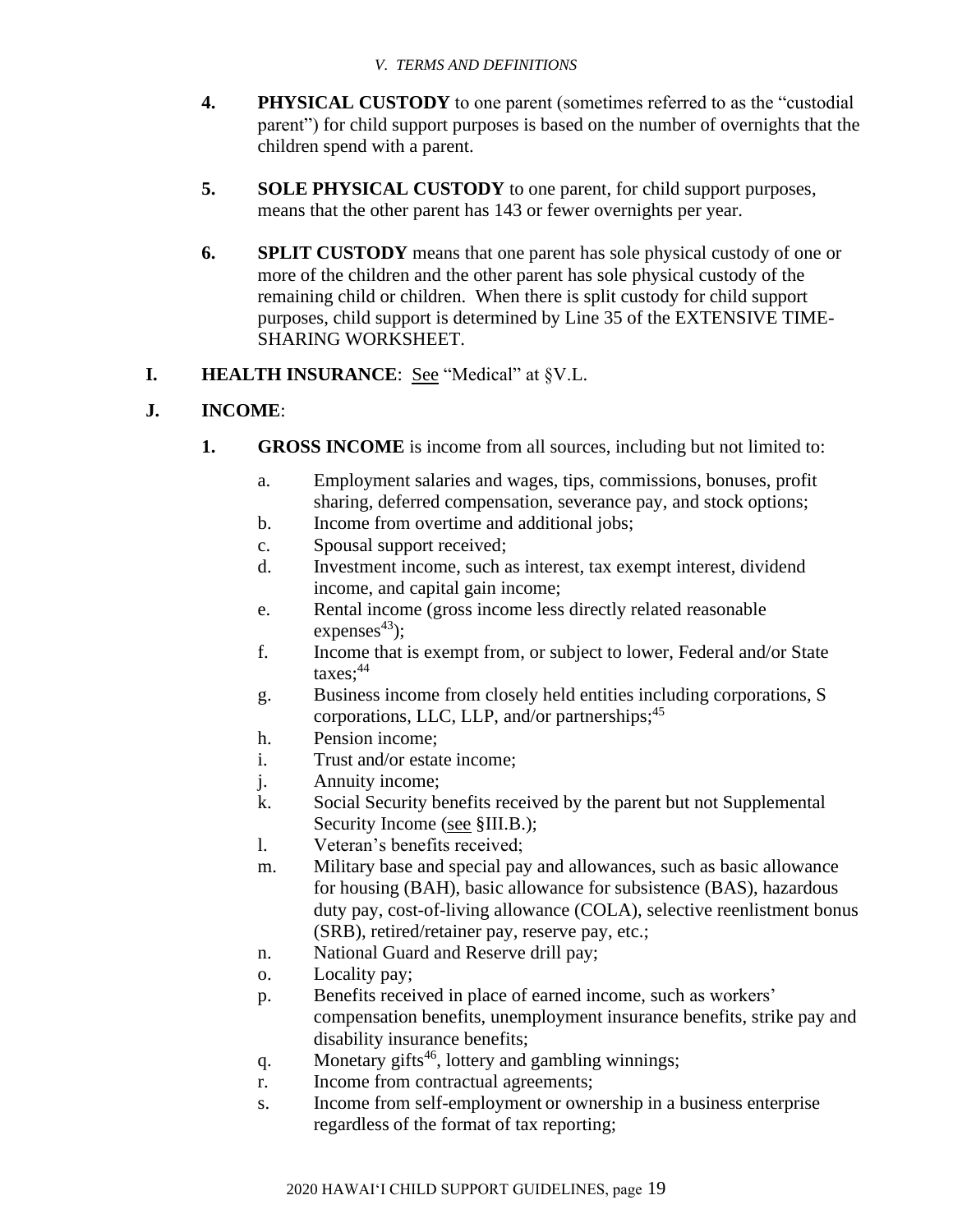4. **PHYSICAL CUSTODY** to one parent (sometimes referred to as the "custodial parent") for child support purposes is based on the number of overnights that the children spend with a parent.

5. **SOLE PHYSICAL CUSTODY** to one parent, for child support purposes, means that the other parent has 143 or fewer overnights per year.

6. **SPLIT CUSTODY** means that one parent has sole physical custody of one or more of the children and the other parent has sole physical custody of the remaining child or children. When there is split custody for child support purposes, child support is determined by Line 35 of the EXTENSIVE TIME-SHARING WORKSHEET.

**I. HEALTH INSURANCE**: See "Medical" at §V.L.

**J. INCOME**:

1. **GROSS INCOME** is income from all sources, including but not limited to:

   a. Employment salaries and wages, tips, commissions, bonuses, profit sharing, deferred compensation, severance pay, and stock options;
   b. Income from overtime and additional jobs;
   c. Spousal support received;
   d. Investment income, such as interest, tax exempt interest, dividend income, and capital gain income;
   e. Rental income (gross income less directly related reasonable expenses[43]);
   f. Income that is exempt from, or subject to lower, Federal and/or State taxes;[44]
   g. Business income from closely held entities including corporations, S corporations, LLC, LLP, and/or partnerships;[45]
   h. Pension income;
   i. Trust and/or estate income;
   j. Annuity income;
   k. Social Security benefits received by the parent but not Supplemental Security Income (see §III.B.);
   l. Veteran's benefits received;
   m. Military base and special pay and allowances, such as basic allowance for housing (BAH), basic allowance for subsistence (BAS), hazardous duty pay, cost-of-living allowance (COLA), selective reenlistment bonus (SRB), retired/retainer pay, reserve pay, etc.;
   n. National Guard and Reserve drill pay;
   o. Locality pay;
   p. Benefits received in place of earned income, such as workers' compensation benefits, unemployment insurance benefits, strike pay and disability insurance benefits;
   q. Monetary gifts[46], lottery and gambling winnings;
   r. Income from contractual agreements;
   s. Income from self-employment or ownership in a business enterprise regardless of the format of tax reporting;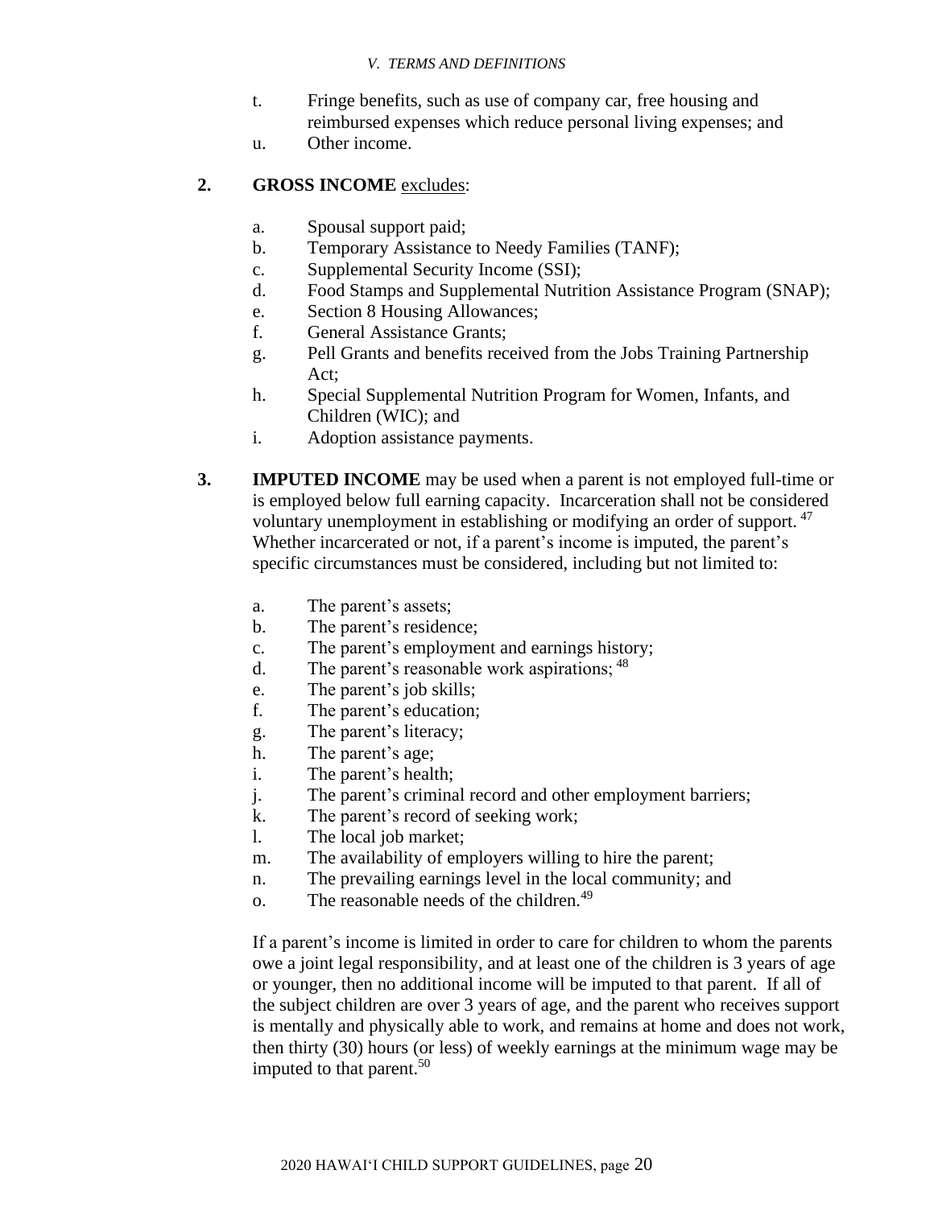t. Fringe benefits, such as use of company car, free housing and reimbursed expenses which reduce personal living expenses; and
u. Other income.

**2. GROSS INCOME** excludes:

a. Spousal support paid;
b. Temporary Assistance to Needy Families (TANF);
c. Supplemental Security Income (SSI);
d. Food Stamps and Supplemental Nutrition Assistance Program (SNAP);
e. Section 8 Housing Allowances;
f. General Assistance Grants;
g. Pell Grants and benefits received from the Jobs Training Partnership Act;
h. Special Supplemental Nutrition Program for Women, Infants, and Children (WIC); and
i. Adoption assistance payments.

**3. IMPUTED INCOME** may be used when a parent is not employed full-time or is employed below full earning capacity. Incarceration shall not be considered voluntary unemployment in establishing or modifying an order of support. [47] Whether incarcerated or not, if a parent's income is imputed, the parent's specific circumstances must be considered, including but not limited to:

a. The parent's assets;
b. The parent's residence;
c. The parent's employment and earnings history;
d. The parent's reasonable work aspirations; [48]
e. The parent's job skills;
f. The parent's education;
g. The parent's literacy;
h. The parent's age;
i. The parent's health;
j. The parent's criminal record and other employment barriers;
k. The parent's record of seeking work;
l. The local job market;
m. The availability of employers willing to hire the parent;
n. The prevailing earnings level in the local community; and
o. The reasonable needs of the children.[49]

If a parent's income is limited in order to care for children to whom the parents owe a joint legal responsibility, and at least one of the children is 3 years of age or younger, then no additional income will be imputed to that parent. If all of the subject children are over 3 years of age, and the parent who receives support is mentally and physically able to work, and remains at home and does not work, then thirty (30) hours (or less) of weekly earnings at the minimum wage may be imputed to that parent.[50]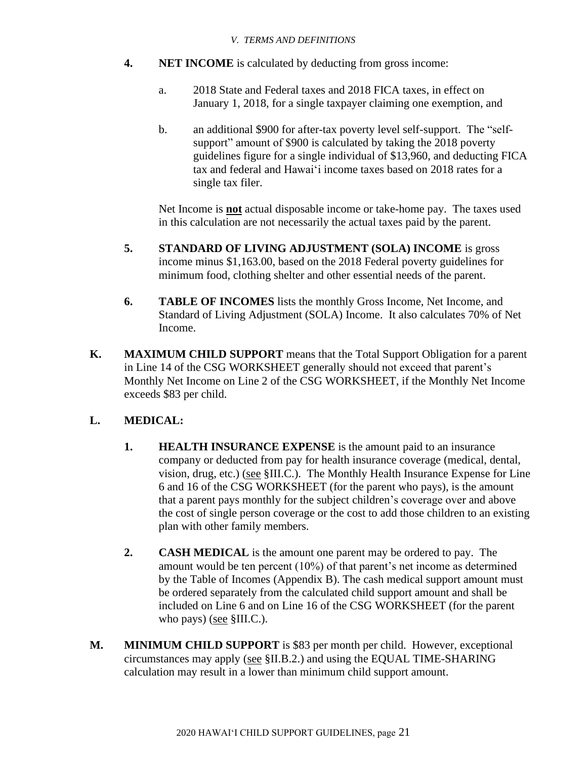4. **NET INCOME** is calculated by deducting from gross income:

   a. 2018 State and Federal taxes and 2018 FICA taxes, in effect on January 1, 2018, for a single taxpayer claiming one exemption, and

   b. an additional $900 for after-tax poverty level self-support. The "self-support" amount of $900 is calculated by taking the 2018 poverty guidelines figure for a single individual of $13,960, and deducting FICA tax and federal and Hawai'i income taxes based on 2018 rates for a single tax filer.

   Net Income is **not** actual disposable income or take-home pay. The taxes used in this calculation are not necessarily the actual taxes paid by the parent.

5. **STANDARD OF LIVING ADJUSTMENT (SOLA) INCOME** is gross income minus $1,163.00, based on the 2018 Federal poverty guidelines for minimum food, clothing shelter and other essential needs of the parent.

6. **TABLE OF INCOMES** lists the monthly Gross Income, Net Income, and Standard of Living Adjustment (SOLA) Income. It also calculates 70% of Net Income.

**K. MAXIMUM CHILD SUPPORT** means that the Total Support Obligation for a parent in Line 14 of the CSG WORKSHEET generally should not exceed that parent's Monthly Net Income on Line 2 of the CSG WORKSHEET, if the Monthly Net Income exceeds $83 per child.

**L. MEDICAL:**

1. **HEALTH INSURANCE EXPENSE** is the amount paid to an insurance company or deducted from pay for health insurance coverage (medical, dental, vision, drug, etc.) (see §III.C.). The Monthly Health Insurance Expense for Line 6 and 16 of the CSG WORKSHEET (for the parent who pays), is the amount that a parent pays monthly for the subject children's coverage over and above the cost of single person coverage or the cost to add those children to an existing plan with other family members.

2. **CASH MEDICAL** is the amount one parent may be ordered to pay. The amount would be ten percent (10%) of that parent's net income as determined by the Table of Incomes (Appendix B). The cash medical support amount must be ordered separately from the calculated child support amount and shall be included on Line 6 and on Line 16 of the CSG WORKSHEET (for the parent who pays) (see §III.C.).

**M. MINIMUM CHILD SUPPORT** is $83 per month per child. However, exceptional circumstances may apply (see §II.B.2.) and using the EQUAL TIME-SHARING calculation may result in a lower than minimum child support amount.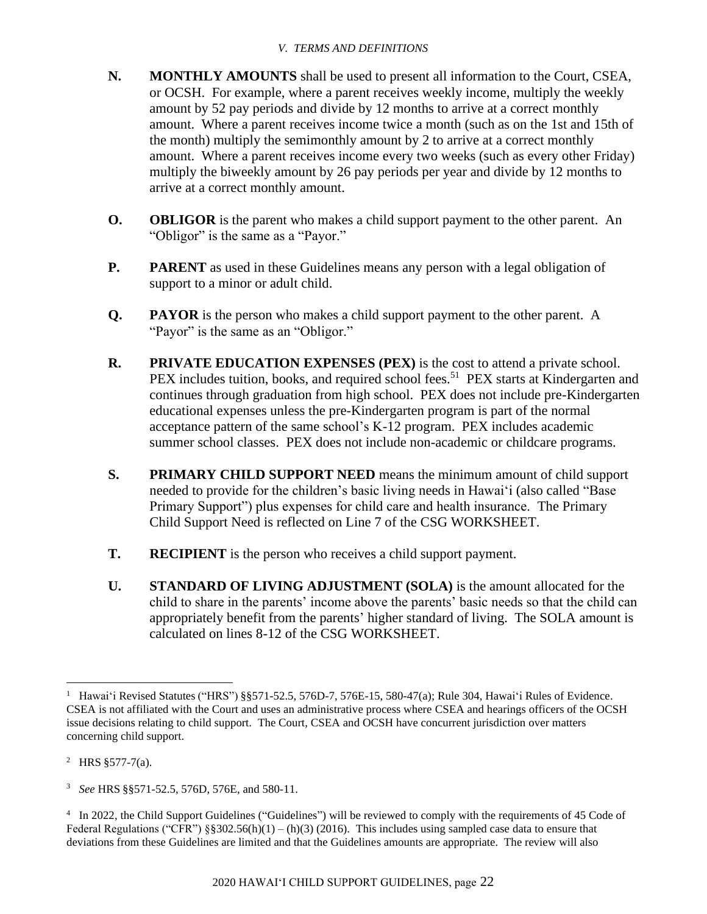**N. MONTHLY AMOUNTS** shall be used to present all information to the Court, CSEA, or OCSH. For example, where a parent receives weekly income, multiply the weekly amount by 52 pay periods and divide by 12 months to arrive at a correct monthly amount. Where a parent receives income twice a month (such as on the 1st and 15th of the month) multiply the semimonthly amount by 2 to arrive at a correct monthly amount. Where a parent receives income every two weeks (such as every other Friday) multiply the biweekly amount by 26 pay periods per year and divide by 12 months to arrive at a correct monthly amount.

**O. OBLIGOR** is the parent who makes a child support payment to the other parent. An "Obligor" is the same as a "Payor."

**P. PARENT** as used in these Guidelines means any person with a legal obligation of support to a minor or adult child.

**Q. PAYOR** is the person who makes a child support payment to the other parent. A "Payor" is the same as an "Obligor."

**R. PRIVATE EDUCATION EXPENSES (PEX)** is the cost to attend a private school. PEX includes tuition, books, and required school fees.[51] PEX starts at Kindergarten and continues through graduation from high school. PEX does not include pre-Kindergarten educational expenses unless the pre-Kindergarten program is part of the normal acceptance pattern of the same school's K-12 program. PEX includes academic summer school classes. PEX does not include non-academic or childcare programs.

**S. PRIMARY CHILD SUPPORT NEED** means the minimum amount of child support needed to provide for the children's basic living needs in Hawai'i (also called "Base Primary Support") plus expenses for child care and health insurance. The Primary Child Support Need is reflected on Line 7 of the CSG WORKSHEET.

**T. RECIPIENT** is the person who receives a child support payment.

**U. STANDARD OF LIVING ADJUSTMENT (SOLA)** is the amount allocated for the child to share in the parents' income above the parents' basic needs so that the child can appropriately benefit from the parents' higher standard of living. The SOLA amount is calculated on lines 8-12 of the CSG WORKSHEET.

---

[1] Hawai'i Revised Statutes ("HRS") §§571-52.5, 576D-7, 576E-15, 580-47(a); Rule 304, Hawai'i Rules of Evidence. CSEA is not affiliated with the Court and uses an administrative process where CSEA and hearings officers of the OCSH issue decisions relating to child support. The Court, CSEA and OCSH have concurrent jurisdiction over matters concerning child support.

[2] HRS §577-7(a).

[3] *See* HRS §§571-52.5, 576D, 576E, and 580-11.

[4] In 2022, the Child Support Guidelines ("Guidelines") will be reviewed to comply with the requirements of 45 Code of Federal Regulations ("CFR") §§302.56(h)(1) – (h)(3) (2016). This includes using sampled case data to ensure that deviations from these Guidelines are limited and that the Guidelines amounts are appropriate. The review will also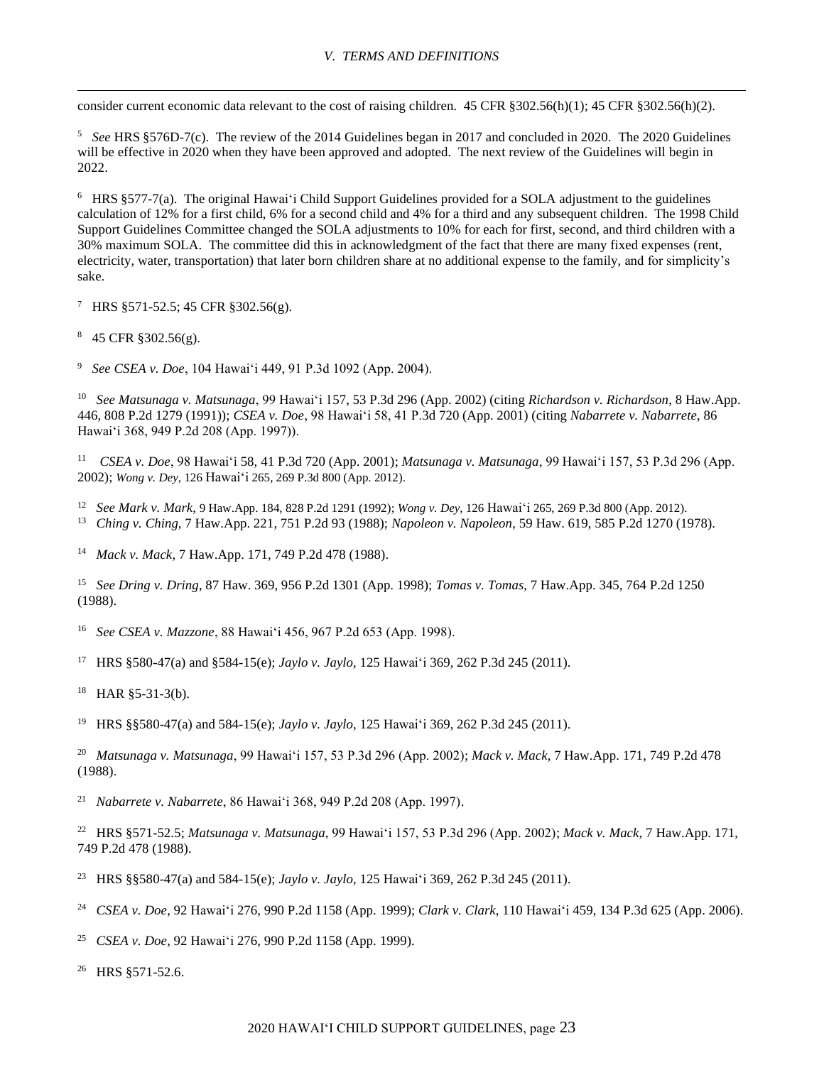consider current economic data relevant to the cost of raising children. 45 CFR §302.56(h)(1); 45 CFR §302.56(h)(2).

[5] *See* HRS §576D-7(c). The review of the 2014 Guidelines began in 2017 and concluded in 2020. The 2020 Guidelines will be effective in 2020 when they have been approved and adopted. The next review of the Guidelines will begin in 2022.

[6] HRS §577-7(a). The original Hawaiʻi Child Support Guidelines provided for a SOLA adjustment to the guidelines calculation of 12% for a first child, 6% for a second child and 4% for a third and any subsequent children. The 1998 Child Support Guidelines Committee changed the SOLA adjustments to 10% for each for first, second, and third children with a 30% maximum SOLA. The committee did this in acknowledgment of the fact that there are many fixed expenses (rent, electricity, water, transportation) that later born children share at no additional expense to the family, and for simplicity's sake.

[7] HRS §571-52.5; 45 CFR §302.56(g).

[8] 45 CFR §302.56(g).

[9] *See CSEA v. Doe*, 104 Hawaiʻi 449, 91 P.3d 1092 (App. 2004).

[10] *See Matsunaga v. Matsunaga*, 99 Hawaiʻi 157, 53 P.3d 296 (App. 2002) (citing *Richardson v. Richardson*, 8 Haw.App. 446, 808 P.2d 1279 (1991)); *CSEA v. Doe*, 98 Hawaiʻi 58, 41 P.3d 720 (App. 2001) (citing *Nabarrete v. Nabarrete*, 86 Hawaiʻi 368, 949 P.2d 208 (App. 1997)).

[11] *CSEA v. Doe*, 98 Hawaiʻi 58, 41 P.3d 720 (App. 2001); *Matsunaga v. Matsunaga*, 99 Hawaiʻi 157, 53 P.3d 296 (App. 2002); *Wong v. Dey*, 126 Hawaiʻi 265, 269 P.3d 800 (App. 2012).

[12] *See Mark v. Mark*, 9 Haw.App. 184, 828 P.2d 1291 (1992); *Wong v. Dey*, 126 Hawaiʻi 265, 269 P.3d 800 (App. 2012).

[13] *Ching v. Ching*, 7 Haw.App. 221, 751 P.2d 93 (1988); *Napoleon v. Napoleon*, 59 Haw. 619, 585 P.2d 1270 (1978).

[14] *Mack v. Mack*, 7 Haw.App. 171, 749 P.2d 478 (1988).

[15] *See Dring v. Dring*, 87 Haw. 369, 956 P.2d 1301 (App. 1998); *Tomas v. Tomas*, 7 Haw.App. 345, 764 P.2d 1250 (1988).

[16] *See CSEA v. Mazzone*, 88 Hawaiʻi 456, 967 P.2d 653 (App. 1998).

[17] HRS §580-47(a) and §584-15(e); *Jaylo v. Jaylo*, 125 Hawaiʻi 369, 262 P.3d 245 (2011).

[18] HAR §5-31-3(b).

[19] HRS §§580-47(a) and 584-15(e); *Jaylo v. Jaylo*, 125 Hawaiʻi 369, 262 P.3d 245 (2011).

[20] *Matsunaga v. Matsunaga*, 99 Hawaiʻi 157, 53 P.3d 296 (App. 2002); *Mack v. Mack*, 7 Haw.App. 171, 749 P.2d 478 (1988).

[21] *Nabarrete v. Nabarrete*, 86 Hawaiʻi 368, 949 P.2d 208 (App. 1997).

[22] HRS §571-52.5; *Matsunaga v. Matsunaga*, 99 Hawaiʻi 157, 53 P.3d 296 (App. 2002); *Mack v. Mack*, 7 Haw.App. 171, 749 P.2d 478 (1988).

[23] HRS §§580-47(a) and 584-15(e); *Jaylo v. Jaylo*, 125 Hawaiʻi 369, 262 P.3d 245 (2011).

[24] *CSEA v. Doe*, 92 Hawaiʻi 276, 990 P.2d 1158 (App. 1999); *Clark v. Clark*, 110 Hawaiʻi 459, 134 P.3d 625 (App. 2006).

[25] *CSEA v. Doe*, 92 Hawaiʻi 276, 990 P.2d 1158 (App. 1999).

[26] HRS §571-52.6.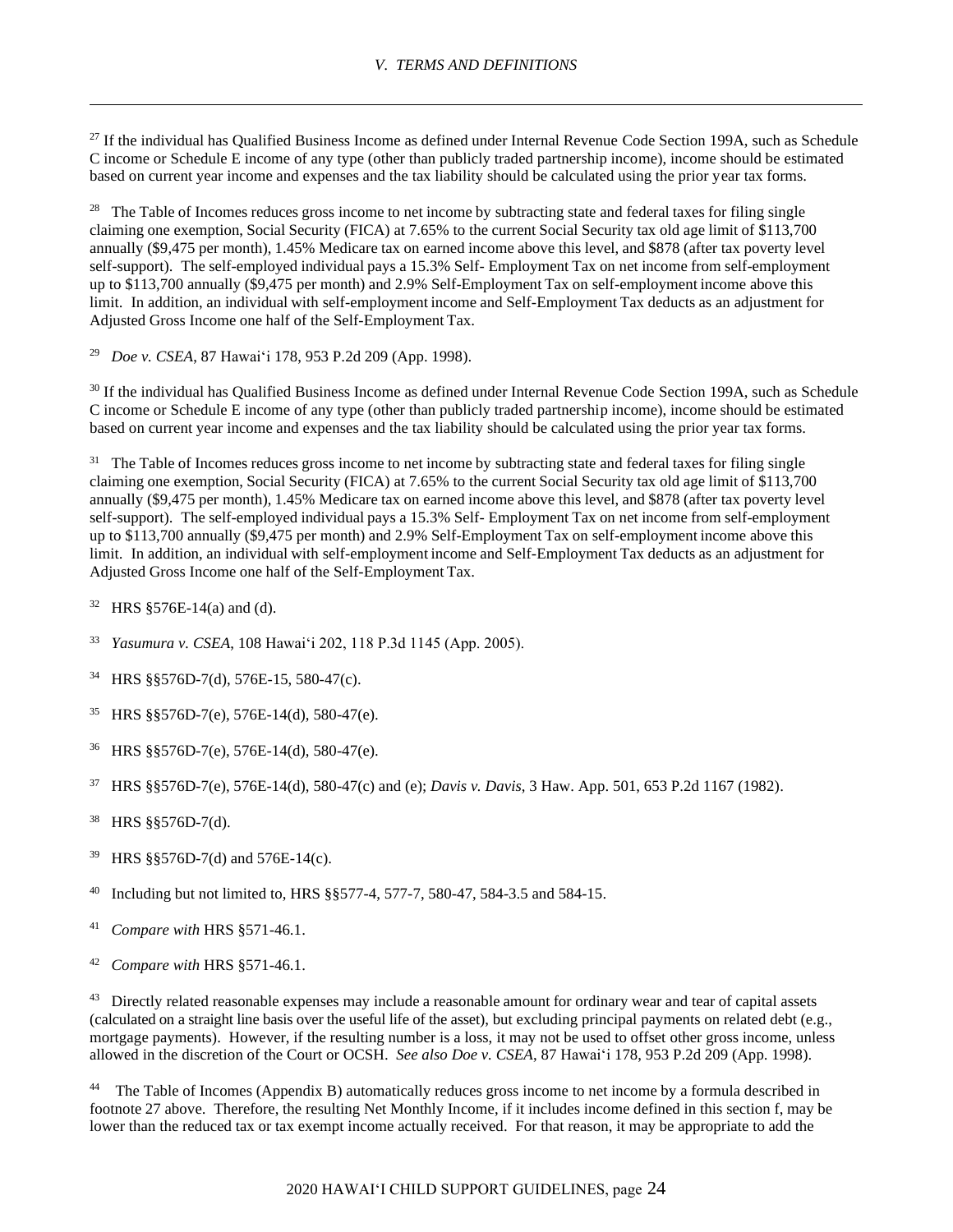[27] If the individual has Qualified Business Income as defined under Internal Revenue Code Section 199A, such as Schedule C income or Schedule E income of any type (other than publicly traded partnership income), income should be estimated based on current year income and expenses and the tax liability should be calculated using the prior year tax forms.

[28] The Table of Incomes reduces gross income to net income by subtracting state and federal taxes for filing single claiming one exemption, Social Security (FICA) at 7.65% to the current Social Security tax old age limit of $113,700 annually ($9,475 per month), 1.45% Medicare tax on earned income above this level, and $878 (after tax poverty level self-support). The self-employed individual pays a 15.3% Self- Employment Tax on net income from self-employment up to $113,700 annually ($9,475 per month) and 2.9% Self-Employment Tax on self-employment income above this limit. In addition, an individual with self-employment income and Self-Employment Tax deducts as an adjustment for Adjusted Gross Income one half of the Self-Employment Tax.

[29] *Doe v. CSEA*, 87 Hawai'i 178, 953 P.2d 209 (App. 1998).

[30] If the individual has Qualified Business Income as defined under Internal Revenue Code Section 199A, such as Schedule C income or Schedule E income of any type (other than publicly traded partnership income), income should be estimated based on current year income and expenses and the tax liability should be calculated using the prior year tax forms.

[31] The Table of Incomes reduces gross income to net income by subtracting state and federal taxes for filing single claiming one exemption, Social Security (FICA) at 7.65% to the current Social Security tax old age limit of $113,700 annually ($9,475 per month), 1.45% Medicare tax on earned income above this level, and $878 (after tax poverty level self-support). The self-employed individual pays a 15.3% Self- Employment Tax on net income from self-employment up to $113,700 annually ($9,475 per month) and 2.9% Self-Employment Tax on self-employment income above this limit. In addition, an individual with self-employment income and Self-Employment Tax deducts as an adjustment for Adjusted Gross Income one half of the Self-Employment Tax.

[32] HRS §576E-14(a) and (d).

[33] *Yasumura v. CSEA*, 108 Hawai'i 202, 118 P.3d 1145 (App. 2005).

[34] HRS §§576D-7(d), 576E-15, 580-47(c).

[35] HRS §§576D-7(e), 576E-14(d), 580-47(e).

[36] HRS §§576D-7(e), 576E-14(d), 580-47(e).

[37] HRS §§576D-7(e), 576E-14(d), 580-47(c) and (e); *Davis v. Davis*, 3 Haw. App. 501, 653 P.2d 1167 (1982).

[38] HRS §§576D-7(d).

[39] HRS §§576D-7(d) and 576E-14(c).

[40] Including but not limited to, HRS §§577-4, 577-7, 580-47, 584-3.5 and 584-15.

[41] *Compare with* HRS §571-46.1.

[42] *Compare with* HRS §571-46.1.

[43] Directly related reasonable expenses may include a reasonable amount for ordinary wear and tear of capital assets (calculated on a straight line basis over the useful life of the asset), but excluding principal payments on related debt (e.g., mortgage payments). However, if the resulting number is a loss, it may not be used to offset other gross income, unless allowed in the discretion of the Court or OCSH. *See also Doe v. CSEA*, 87 Hawai'i 178, 953 P.2d 209 (App. 1998).

[44] The Table of Incomes (Appendix B) automatically reduces gross income to net income by a formula described in footnote 27 above. Therefore, the resulting Net Monthly Income, if it includes income defined in this section f, may be lower than the reduced tax or tax exempt income actually received. For that reason, it may be appropriate to add the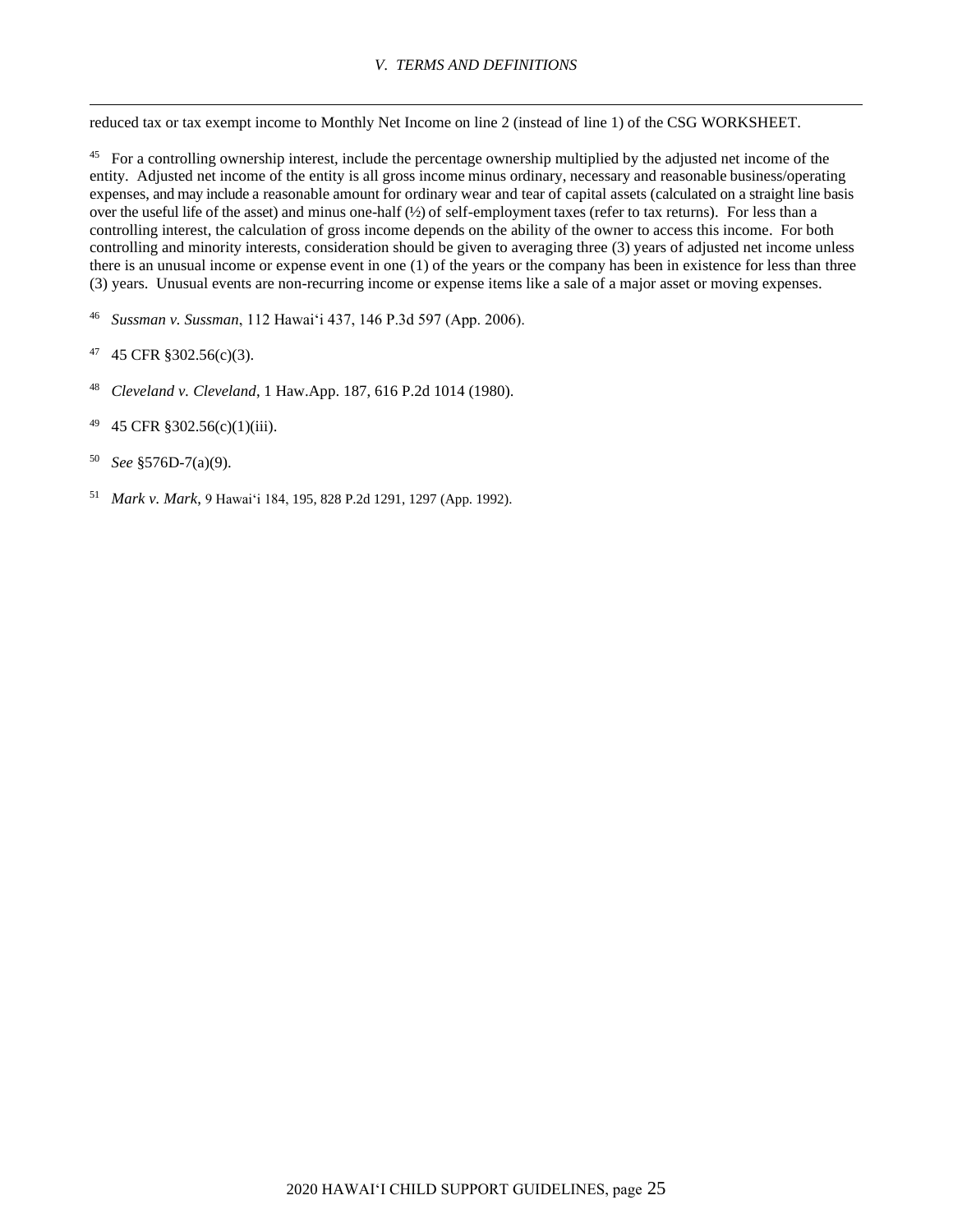reduced tax or tax exempt income to Monthly Net Income on line 2 (instead of line 1) of the CSG WORKSHEET.

[45] For a controlling ownership interest, include the percentage ownership multiplied by the adjusted net income of the entity. Adjusted net income of the entity is all gross income minus ordinary, necessary and reasonable business/operating expenses, and may include a reasonable amount for ordinary wear and tear of capital assets (calculated on a straight line basis over the useful life of the asset) and minus one-half (½) of self-employment taxes (refer to tax returns). For less than a controlling interest, the calculation of gross income depends on the ability of the owner to access this income. For both controlling and minority interests, consideration should be given to averaging three (3) years of adjusted net income unless there is an unusual income or expense event in one (1) of the years or the company has been in existence for less than three (3) years. Unusual events are non-recurring income or expense items like a sale of a major asset or moving expenses.

[46] *Sussman v. Sussman*, 112 Hawai'i 437, 146 P.3d 597 (App. 2006).

[47] 45 CFR §302.56(c)(3).

[48] *Cleveland v. Cleveland*, 1 Haw.App. 187, 616 P.2d 1014 (1980).

[49] 45 CFR §302.56(c)(1)(iii).

[50] *See* §576D-7(a)(9).

[51] *Mark v. Mark*, 9 Hawai'i 184, 195, 828 P.2d 1291, 1297 (App. 1992).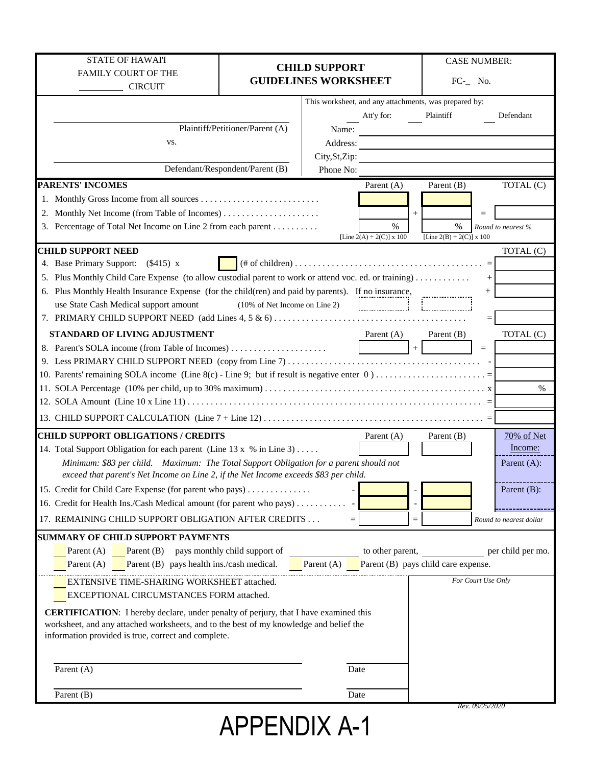| STATE OF HAWAI'I<br>FAMILY COURT OF THE<br>__________ CIRCUIT | **CHILD SUPPORT GUIDELINES WORKSHEET** | CASE NUMBER:<br>FC-_ No. |
|---|---|---|

This worksheet, and any attachments, was prepared by:

___ Att'y for: ___ Plaintiff ___ Defendant

Name: ____________

Address: ____________

City,St,Zip: ____________

Phone No: ____________

____________________ Plaintiff/Petitioner/Parent (A)

vs.

____________________ Defendant/Respondent/Parent (B)

## PARENTS' INCOMES

| | Parent (A) | | Parent (B) | | TOTAL (C) |
|---|---|---|---|---|---|
| 1. Monthly Gross Income from all sources | | | | | |
| 2. Monthly Net Income (from Table of Incomes) | | + | | = | |
| 3. Percentage of Total Net Income on Line 2 from each parent | %<br>[Line 2(A) ÷ 2(C)] x 100 | | %<br>[Line 2(B) ÷ 2(C)] x 100 | | *Round to nearest %* |

## CHILD SUPPORT NEED

| | | TOTAL (C) |
|---|---|---|
| 4. Base Primary Support: ($415) x ___ (# of children) | = | |
| 5. Plus Monthly Child Care Expense (to allow custodial parent to work or attend voc. ed. or training) | + | |
| 6. Plus Monthly Health Insurance Expense (for the child(ren) and paid by parents). If no insurance, use State Cash Medical support amount (10% of Net Income on Line 2) | + | |
| 7. PRIMARY CHILD SUPPORT NEED (add Lines 4, 5 & 6) | = | |

### STANDARD OF LIVING ADJUSTMENT

| | Parent (A) | | Parent (B) | | TOTAL (C) |
|---|---|---|---|---|---|
| 8. Parent's SOLA income (from Table of Incomes) | | + | | = | |
| 9. Less PRIMARY CHILD SUPPORT NEED (copy from Line 7) | | | | - | |
| 10. Parents' remaining SOLA income (Line 8(c) - Line 9; but if result is negative enter 0) | | | | = | |
| 11. SOLA Percentage (10% per child, up to 30% maximum) | | | | x | % |
| 12. SOLA Amount (Line 10 x Line 11) | | | | = | |
| 13. CHILD SUPPORT CALCULATION (Line 7 + Line 12) | | | | = | |

## CHILD SUPPORT OBLIGATIONS / CREDITS

| | | Parent (A) | | Parent (B) | 70% of Net Income: |
|---|---|---|---|---|---|
| 14. Total Support Obligation for each parent (Line 13 x % in Line 3)<br>*Minimum: $83 per child. Maximum: The Total Support Obligation for a parent should not exceed that parent's Net Income on Line 2, if the Net Income exceeds $83 per child.* | | | | | Parent (A): |
| 15. Credit for Child Care Expense (for parent who pays) | - | | - | | Parent (B): |
| 16. Credit for Health Ins./Cash Medical amount (for parent who pays) | - | | - | | |
| 17. REMAINING CHILD SUPPORT OBLIGATION AFTER CREDITS | = | | = | | *Round to nearest dollar* |

## SUMMARY OF CHILD SUPPORT PAYMENTS

___ Parent (A) ___ Parent (B) pays monthly child support of __________ to other parent, __________ per child per mo.

___ Parent (A) ___ Parent (B) pays health ins./cash medical. ___ Parent (A) ___ Parent (B) pays child care expense.

___ EXTENSIVE TIME-SHARING WORKSHEET attached.

___ EXCEPTIONAL CIRCUMSTANCES FORM attached.

*For Court Use Only*

**CERTIFICATION**: I hereby declare, under penalty of perjury, that I have examined this worksheet, and any attached worksheets, and to the best of my knowledge and belief the information provided is true, correct and complete.

____________________ Parent (A) __________ Date

____________________ Parent (B) __________ Date

*Rev. 09/25/2020*

# APPENDIX A-1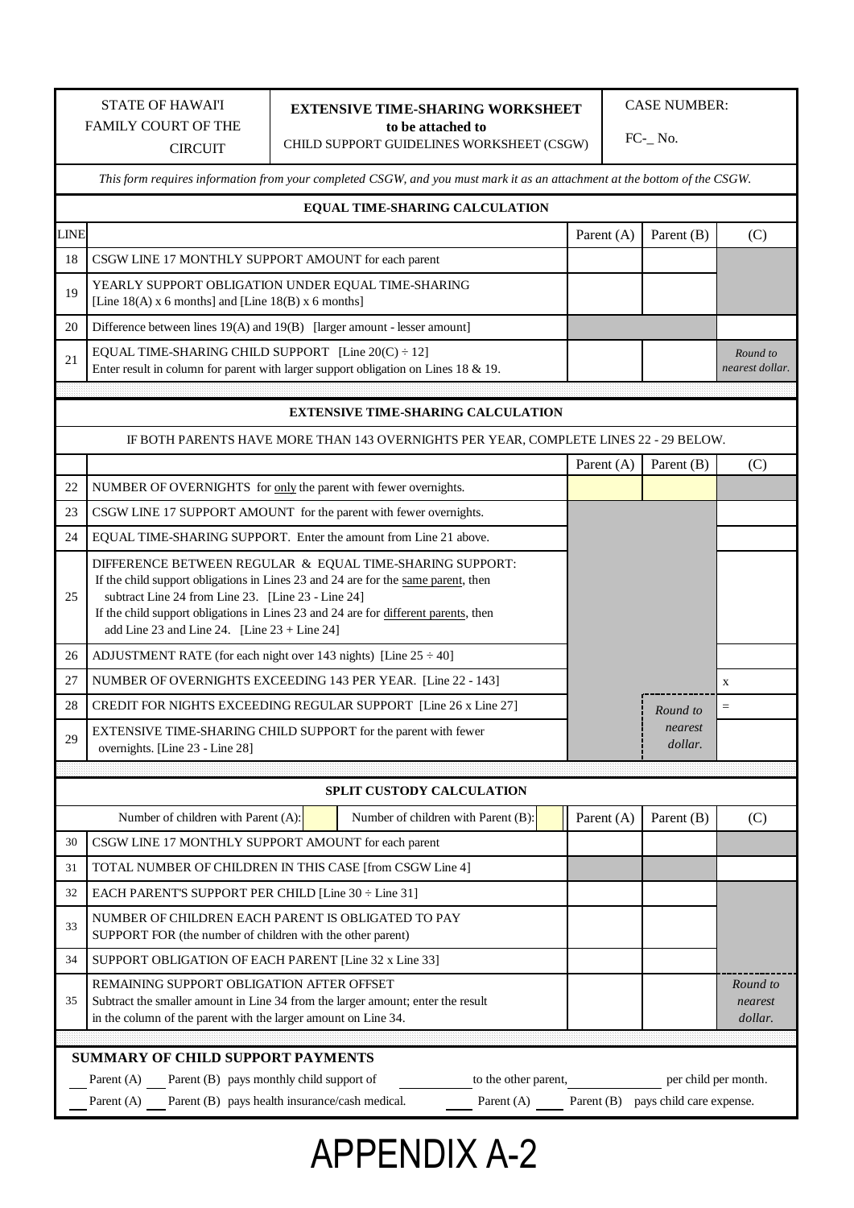| STATE OF HAWAI'I FAMILY COURT OF THE CIRCUIT | **EXTENSIVE TIME-SHARING WORKSHEET** **to be attached to** CHILD SUPPORT GUIDELINES WORKSHEET (CSGW) | CASE NUMBER: FC-_ No. |
|---|---|---|

*This form requires information from your completed CSGW, and you must mark it as an attachment at the bottom of the CSGW.*

### EQUAL TIME-SHARING CALCULATION

| LINE | | Parent (A) | Parent (B) | (C) |
|---|---|---|---|---|
| 18 | CSGW LINE 17 MONTHLY SUPPORT AMOUNT for each parent | | | |
| 19 | YEARLY SUPPORT OBLIGATION UNDER EQUAL TIME-SHARING [Line 18(A) x 6 months] and [Line 18(B) x 6 months] | | | |
| 20 | Difference between lines 19(A) and 19(B) [larger amount - lesser amount] | | | |
| 21 | EQUAL TIME-SHARING CHILD SUPPORT [Line 20(C) ÷ 12] Enter result in column for parent with larger support obligation on Lines 18 & 19. | | | *Round to nearest dollar.* |

### EXTENSIVE TIME-SHARING CALCULATION

IF BOTH PARENTS HAVE MORE THAN 143 OVERNIGHTS PER YEAR, COMPLETE LINES 22 - 29 BELOW.

| | | Parent (A) | Parent (B) | (C) |
|---|---|---|---|---|
| 22 | NUMBER OF OVERNIGHTS for only the parent with fewer overnights. | | | |
| 23 | CSGW LINE 17 SUPPORT AMOUNT for the parent with fewer overnights. | | | |
| 24 | EQUAL TIME-SHARING SUPPORT. Enter the amount from Line 21 above. | | | |
| 25 | DIFFERENCE BETWEEN REGULAR & EQUAL TIME-SHARING SUPPORT: If the child support obligations in Lines 23 and 24 are for the same parent, then subtract Line 24 from Line 23. [Line 23 - Line 24] If the child support obligations in Lines 23 and 24 are for different parents, then add Line 23 and Line 24. [Line 23 + Line 24] | | | |
| 26 | ADJUSTMENT RATE (for each night over 143 nights) [Line 25 ÷ 40] | | | |
| 27 | NUMBER OF OVERNIGHTS EXCEEDING 143 PER YEAR. [Line 22 - 143] | | | x |
| 28 | CREDIT FOR NIGHTS EXCEEDING REGULAR SUPPORT [Line 26 x Line 27] | | *Round to nearest dollar.* | = |
| 29 | EXTENSIVE TIME-SHARING CHILD SUPPORT for the parent with fewer overnights. [Line 23 - Line 28] | | | |

### SPLIT CUSTODY CALCULATION

| Number of children with Parent (A): | Number of children with Parent (B): | Parent (A) | Parent (B) | (C) |
|---|---|---|---|---|
| 30 | CSGW LINE 17 MONTHLY SUPPORT AMOUNT for each parent | | | |
| 31 | TOTAL NUMBER OF CHILDREN IN THIS CASE [from CSGW Line 4] | | | |
| 32 | EACH PARENT'S SUPPORT PER CHILD [Line 30 ÷ Line 31] | | | |
| 33 | NUMBER OF CHILDREN EACH PARENT IS OBLIGATED TO PAY SUPPORT FOR (the number of children with the other parent) | | | |
| 34 | SUPPORT OBLIGATION OF EACH PARENT [Line 32 x Line 33] | | | |
| 35 | REMAINING SUPPORT OBLIGATION AFTER OFFSET Subtract the smaller amount in Line 34 from the larger amount; enter the result in the column of the parent with the larger amount on Line 34. | | | *Round to nearest dollar.* |

**SUMMARY OF CHILD SUPPORT PAYMENTS**

\_\_ Parent (A) \_\_ Parent (B) pays monthly child support of \_\_\_\_\_\_\_\_ to the other parent, \_\_\_\_\_\_\_\_ per child per month.

\_\_ Parent (A) \_\_ Parent (B) pays health insurance/cash medical. \_\_ Parent (A) \_\_ Parent (B) pays child care expense.

# APPENDIX A-2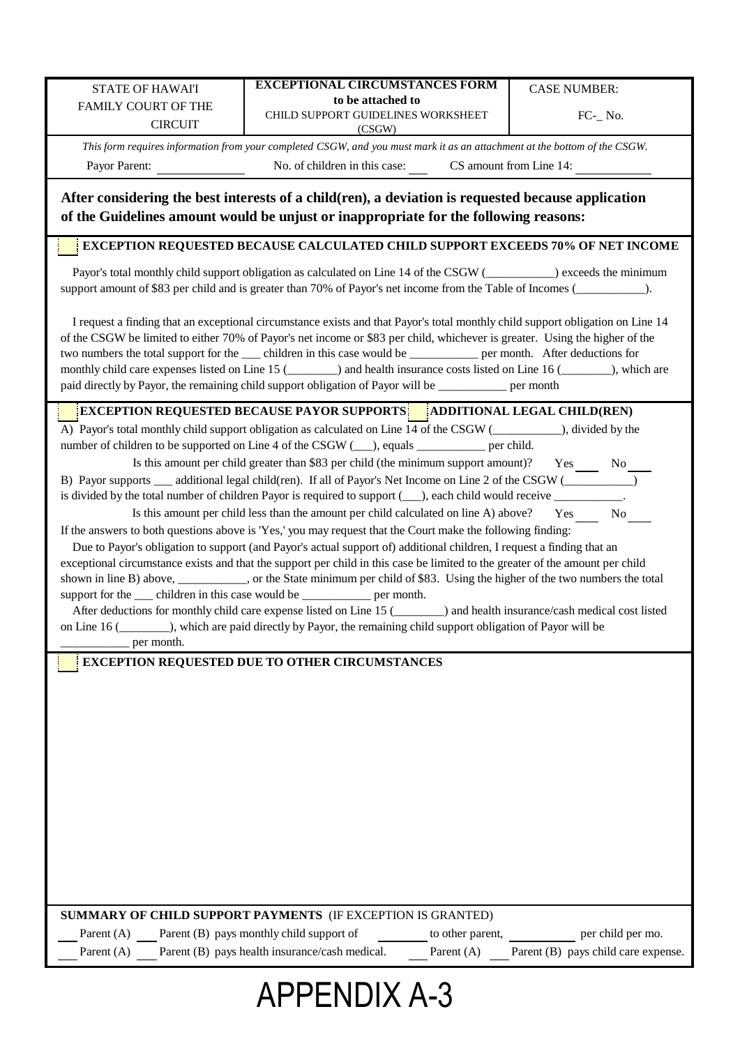| STATE OF HAWAI'I FAMILY COURT OF THE CIRCUIT | **EXCEPTIONAL CIRCUMSTANCES FORM to be attached to** CHILD SUPPORT GUIDELINES WORKSHEET (CSGW) | CASE NUMBER: FC-_ No. |
|---|---|---|

*This form requires information from your completed CSGW, and you must mark it as an attachment at the bottom of the CSGW.*

Payor Parent: ______________ No. of children in this case: ___ CS amount from Line 14: ____________

**After considering the best interests of a child(ren), a deviation is requested because application of the Guidelines amount would be unjust or inappropriate for the following reasons:**

☐ **EXCEPTION REQUESTED BECAUSE CALCULATED CHILD SUPPORT EXCEEDS 70% OF NET INCOME**

Payor's total monthly child support obligation as calculated on Line 14 of the CSGW (___________) exceeds the minimum support amount of $83 per child and is greater than 70% of Payor's net income from the Table of Incomes (___________).

I request a finding that an exceptional circumstance exists and that Payor's total monthly child support obligation on Line 14 of the CSGW be limited to either 70% of Payor's net income or $83 per child, whichever is greater. Using the higher of the two numbers the total support for the ___ children in this case would be ___________ per month. After deductions for monthly child care expenses listed on Line 15 (________) and health insurance costs listed on Line 16 (________), which are paid directly by Payor, the remaining child support obligation of Payor will be ___________ per month

☐ **EXCEPTION REQUESTED BECAUSE PAYOR SUPPORTS ☐ ADDITIONAL LEGAL CHILD(REN)**

A) Payor's total monthly child support obligation as calculated on Line 14 of the CSGW (___________), divided by the number of children to be supported on Line 4 of the CSGW (___), equals ___________ per child.

Is this amount per child greater than $83 per child (the minimum support amount)? Yes ___ No ___

B) Payor supports ___ additional legal child(ren). If all of Payor's Net Income on Line 2 of the CSGW (___________) is divided by the total number of children Payor is required to support (___), each child would receive ___________.

Is this amount per child less than the amount per child calculated on line A) above? Yes ___ No ___

If the answers to both questions above is 'Yes,' you may request that the Court make the following finding:

Due to Payor's obligation to support (and Payor's actual support of) additional children, I request a finding that an exceptional circumstance exists and that the support per child in this case be limited to the greater of the amount per child shown in line B) above, ___________, or the State minimum per child of $83. Using the higher of the two numbers the total support for the ___ children in this case would be ___________ per month.

After deductions for monthly child care expense listed on Line 15 (________) and health insurance/cash medical cost listed on Line 16 (________), which are paid directly by Payor, the remaining child support obligation of Payor will be ___________ per month.

☐ **EXCEPTION REQUESTED DUE TO OTHER CIRCUMSTANCES**

**SUMMARY OF CHILD SUPPORT PAYMENTS** (IF EXCEPTION IS GRANTED)

___ Parent (A) ___ Parent (B) pays monthly child support of ________ to other parent, __________ per child per mo.

___ Parent (A) ___ Parent (B) pays health insurance/cash medical. ___ Parent (A) ___ Parent (B) pays child care expense.

# APPENDIX A-3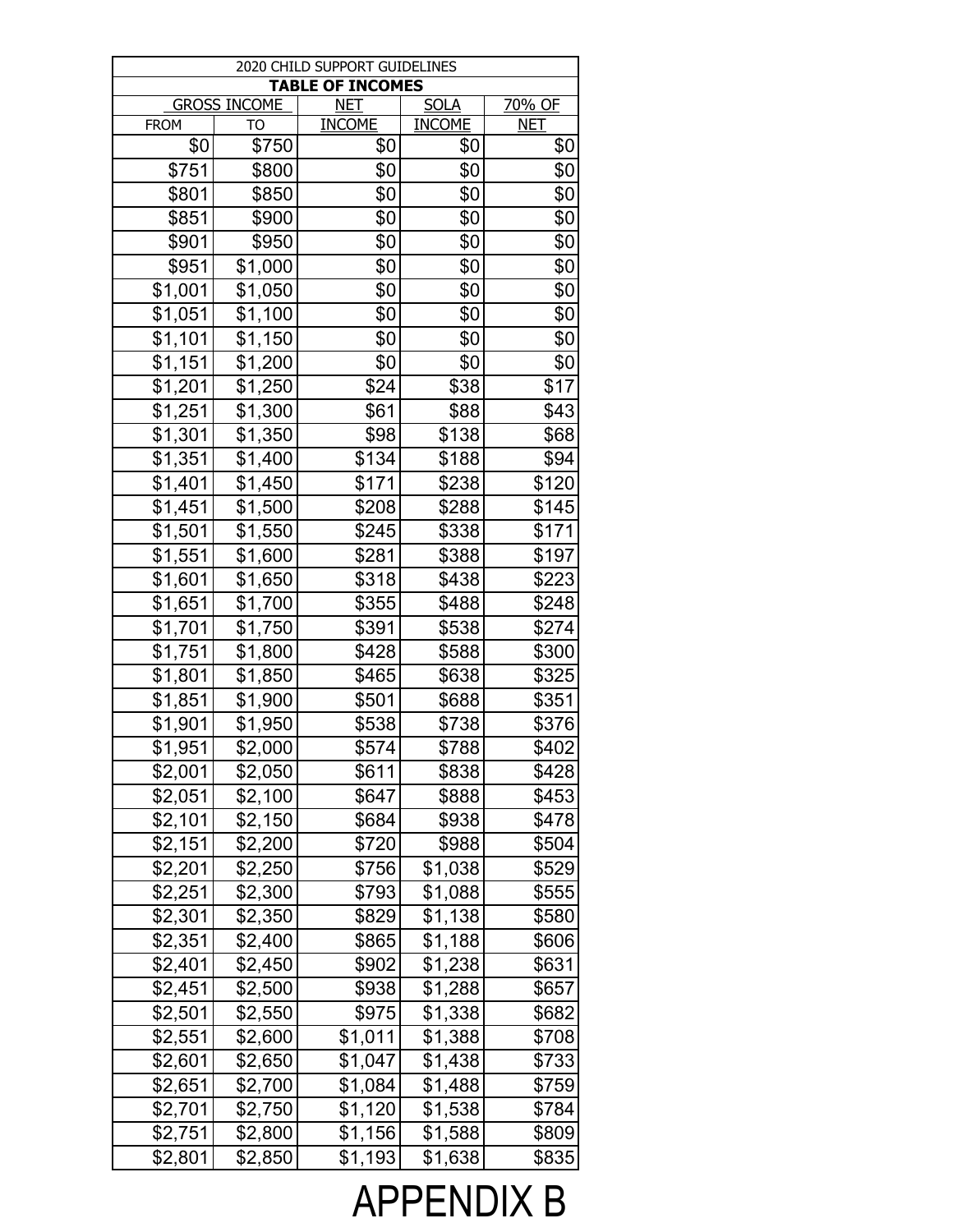| 2020 CHILD SUPPORT GUIDELINES | | | | |
|---|---|---|---|---|
| **TABLE OF INCOMES** | | | | |
| GROSS INCOME | | NET | SOLA | 70% OF |
| FROM | TO | INCOME | INCOME | NET |
| $0 | $750 | $0 | $0 | $0 |
| $751 | $800 | $0 | $0 | $0 |
| $801 | $850 | $0 | $0 | $0 |
| $851 | $900 | $0 | $0 | $0 |
| $901 | $950 | $0 | $0 | $0 |
| $951 | $1,000 | $0 | $0 | $0 |
| $1,001 | $1,050 | $0 | $0 | $0 |
| $1,051 | $1,100 | $0 | $0 | $0 |
| $1,101 | $1,150 | $0 | $0 | $0 |
| $1,151 | $1,200 | $0 | $0 | $0 |
| $1,201 | $1,250 | $24 | $38 | $17 |
| $1,251 | $1,300 | $61 | $88 | $43 |
| $1,301 | $1,350 | $98 | $138 | $68 |
| $1,351 | $1,400 | $134 | $188 | $94 |
| $1,401 | $1,450 | $171 | $238 | $120 |
| $1,451 | $1,500 | $208 | $288 | $145 |
| $1,501 | $1,550 | $245 | $338 | $171 |
| $1,551 | $1,600 | $281 | $388 | $197 |
| $1,601 | $1,650 | $318 | $438 | $223 |
| $1,651 | $1,700 | $355 | $488 | $248 |
| $1,701 | $1,750 | $391 | $538 | $274 |
| $1,751 | $1,800 | $428 | $588 | $300 |
| $1,801 | $1,850 | $465 | $638 | $325 |
| $1,851 | $1,900 | $501 | $688 | $351 |
| $1,901 | $1,950 | $538 | $738 | $376 |
| $1,951 | $2,000 | $574 | $788 | $402 |
| $2,001 | $2,050 | $611 | $838 | $428 |
| $2,051 | $2,100 | $647 | $888 | $453 |
| $2,101 | $2,150 | $684 | $938 | $478 |
| $2,151 | $2,200 | $720 | $988 | $504 |
| $2,201 | $2,250 | $756 | $1,038 | $529 |
| $2,251 | $2,300 | $793 | $1,088 | $555 |
| $2,301 | $2,350 | $829 | $1,138 | $580 |
| $2,351 | $2,400 | $865 | $1,188 | $606 |
| $2,401 | $2,450 | $902 | $1,238 | $631 |
| $2,451 | $2,500 | $938 | $1,288 | $657 |
| $2,501 | $2,550 | $975 | $1,338 | $682 |
| $2,551 | $2,600 | $1,011 | $1,388 | $708 |
| $2,601 | $2,650 | $1,047 | $1,438 | $733 |
| $2,651 | $2,700 | $1,084 | $1,488 | $759 |
| $2,701 | $2,750 | $1,120 | $1,538 | $784 |
| $2,751 | $2,800 | $1,156 | $1,588 | $809 |
| $2,801 | $2,850 | $1,193 | $1,638 | $835 |

# APPENDIX B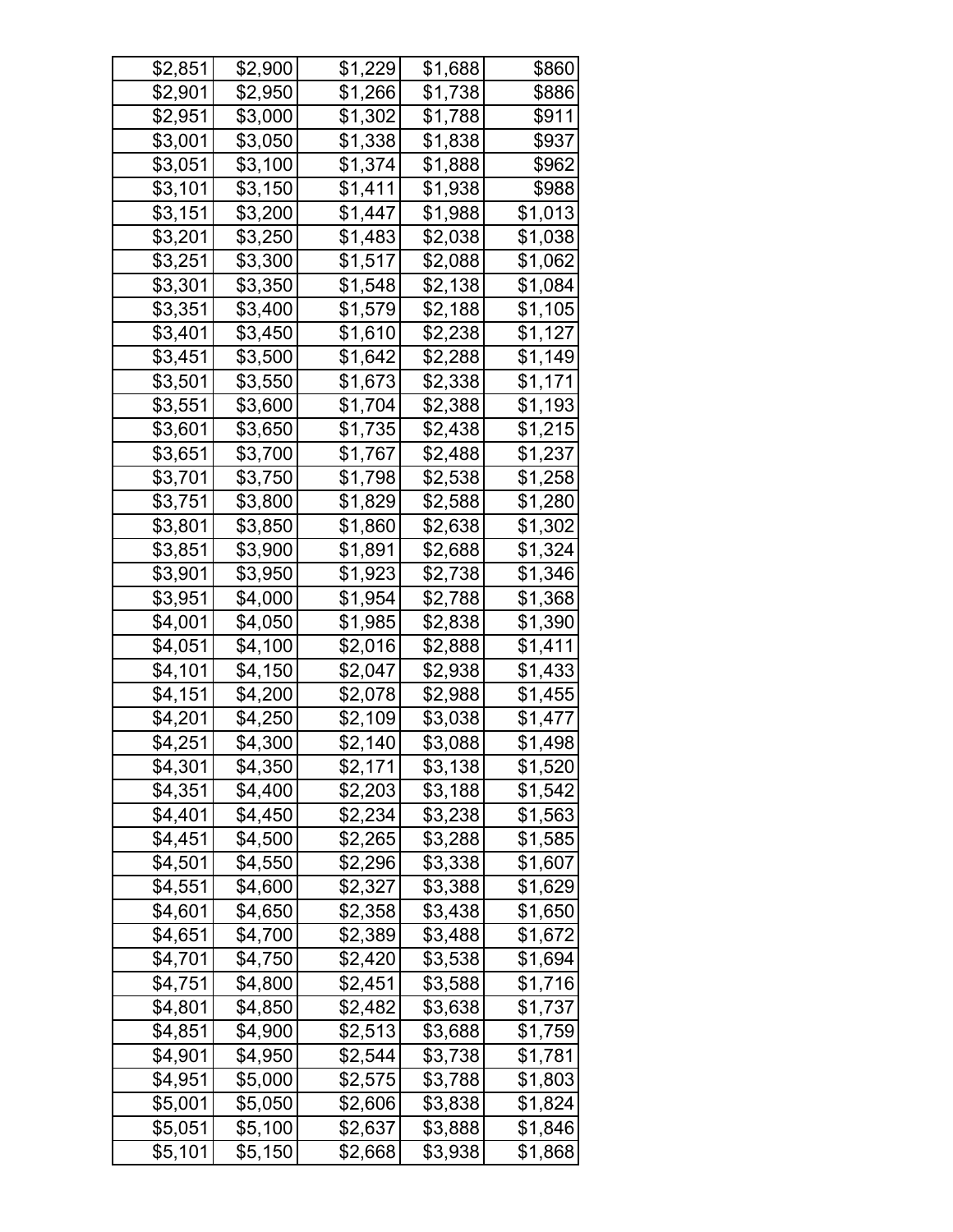| | | | | |
|---|---|---|---|---|
| $2,851 | $2,900 | $1,229 | $1,688 | $860 |
| $2,901 | $2,950 | $1,266 | $1,738 | $886 |
| $2,951 | $3,000 | $1,302 | $1,788 | $911 |
| $3,001 | $3,050 | $1,338 | $1,838 | $937 |
| $3,051 | $3,100 | $1,374 | $1,888 | $962 |
| $3,101 | $3,150 | $1,411 | $1,938 | $988 |
| $3,151 | $3,200 | $1,447 | $1,988 | $1,013 |
| $3,201 | $3,250 | $1,483 | $2,038 | $1,038 |
| $3,251 | $3,300 | $1,517 | $2,088 | $1,062 |
| $3,301 | $3,350 | $1,548 | $2,138 | $1,084 |
| $3,351 | $3,400 | $1,579 | $2,188 | $1,105 |
| $3,401 | $3,450 | $1,610 | $2,238 | $1,127 |
| $3,451 | $3,500 | $1,642 | $2,288 | $1,149 |
| $3,501 | $3,550 | $1,673 | $2,338 | $1,171 |
| $3,551 | $3,600 | $1,704 | $2,388 | $1,193 |
| $3,601 | $3,650 | $1,735 | $2,438 | $1,215 |
| $3,651 | $3,700 | $1,767 | $2,488 | $1,237 |
| $3,701 | $3,750 | $1,798 | $2,538 | $1,258 |
| $3,751 | $3,800 | $1,829 | $2,588 | $1,280 |
| $3,801 | $3,850 | $1,860 | $2,638 | $1,302 |
| $3,851 | $3,900 | $1,891 | $2,688 | $1,324 |
| $3,901 | $3,950 | $1,923 | $2,738 | $1,346 |
| $3,951 | $4,000 | $1,954 | $2,788 | $1,368 |
| $4,001 | $4,050 | $1,985 | $2,838 | $1,390 |
| $4,051 | $4,100 | $2,016 | $2,888 | $1,411 |
| $4,101 | $4,150 | $2,047 | $2,938 | $1,433 |
| $4,151 | $4,200 | $2,078 | $2,988 | $1,455 |
| $4,201 | $4,250 | $2,109 | $3,038 | $1,477 |
| $4,251 | $4,300 | $2,140 | $3,088 | $1,498 |
| $4,301 | $4,350 | $2,171 | $3,138 | $1,520 |
| $4,351 | $4,400 | $2,203 | $3,188 | $1,542 |
| $4,401 | $4,450 | $2,234 | $3,238 | $1,563 |
| $4,451 | $4,500 | $2,265 | $3,288 | $1,585 |
| $4,501 | $4,550 | $2,296 | $3,338 | $1,607 |
| $4,551 | $4,600 | $2,327 | $3,388 | $1,629 |
| $4,601 | $4,650 | $2,358 | $3,438 | $1,650 |
| $4,651 | $4,700 | $2,389 | $3,488 | $1,672 |
| $4,701 | $4,750 | $2,420 | $3,538 | $1,694 |
| $4,751 | $4,800 | $2,451 | $3,588 | $1,716 |
| $4,801 | $4,850 | $2,482 | $3,638 | $1,737 |
| $4,851 | $4,900 | $2,513 | $3,688 | $1,759 |
| $4,901 | $4,950 | $2,544 | $3,738 | $1,781 |
| $4,951 | $5,000 | $2,575 | $3,788 | $1,803 |
| $5,001 | $5,050 | $2,606 | $3,838 | $1,824 |
| $5,051 | $5,100 | $2,637 | $3,888 | $1,846 |
| $5,101 | $5,150 | $2,668 | $3,938 | $1,868 |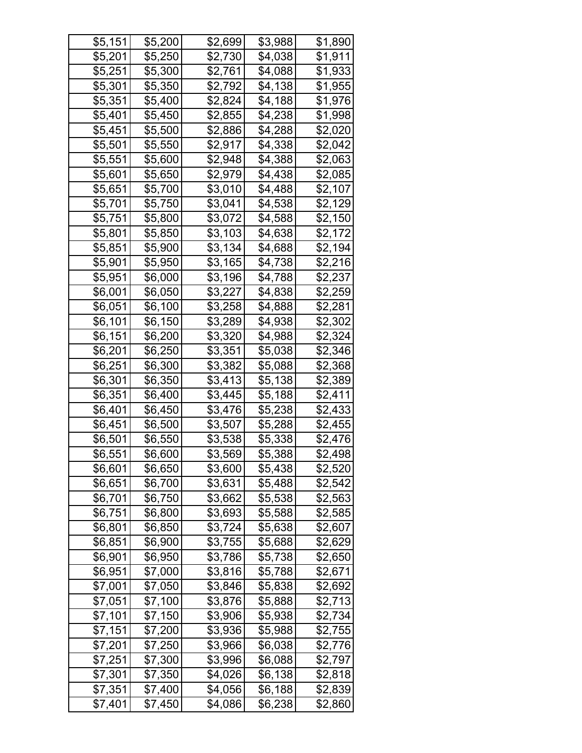| | | | | |
|---|---|---|---|---|
| $5,151 | $5,200 | $2,699 | $3,988 | $1,890 |
| $5,201 | $5,250 | $2,730 | $4,038 | $1,911 |
| $5,251 | $5,300 | $2,761 | $4,088 | $1,933 |
| $5,301 | $5,350 | $2,792 | $4,138 | $1,955 |
| $5,351 | $5,400 | $2,824 | $4,188 | $1,976 |
| $5,401 | $5,450 | $2,855 | $4,238 | $1,998 |
| $5,451 | $5,500 | $2,886 | $4,288 | $2,020 |
| $5,501 | $5,550 | $2,917 | $4,338 | $2,042 |
| $5,551 | $5,600 | $2,948 | $4,388 | $2,063 |
| $5,601 | $5,650 | $2,979 | $4,438 | $2,085 |
| $5,651 | $5,700 | $3,010 | $4,488 | $2,107 |
| $5,701 | $5,750 | $3,041 | $4,538 | $2,129 |
| $5,751 | $5,800 | $3,072 | $4,588 | $2,150 |
| $5,801 | $5,850 | $3,103 | $4,638 | $2,172 |
| $5,851 | $5,900 | $3,134 | $4,688 | $2,194 |
| $5,901 | $5,950 | $3,165 | $4,738 | $2,216 |
| $5,951 | $6,000 | $3,196 | $4,788 | $2,237 |
| $6,001 | $6,050 | $3,227 | $4,838 | $2,259 |
| $6,051 | $6,100 | $3,258 | $4,888 | $2,281 |
| $6,101 | $6,150 | $3,289 | $4,938 | $2,302 |
| $6,151 | $6,200 | $3,320 | $4,988 | $2,324 |
| $6,201 | $6,250 | $3,351 | $5,038 | $2,346 |
| $6,251 | $6,300 | $3,382 | $5,088 | $2,368 |
| $6,301 | $6,350 | $3,413 | $5,138 | $2,389 |
| $6,351 | $6,400 | $3,445 | $5,188 | $2,411 |
| $6,401 | $6,450 | $3,476 | $5,238 | $2,433 |
| $6,451 | $6,500 | $3,507 | $5,288 | $2,455 |
| $6,501 | $6,550 | $3,538 | $5,338 | $2,476 |
| $6,551 | $6,600 | $3,569 | $5,388 | $2,498 |
| $6,601 | $6,650 | $3,600 | $5,438 | $2,520 |
| $6,651 | $6,700 | $3,631 | $5,488 | $2,542 |
| $6,701 | $6,750 | $3,662 | $5,538 | $2,563 |
| $6,751 | $6,800 | $3,693 | $5,588 | $2,585 |
| $6,801 | $6,850 | $3,724 | $5,638 | $2,607 |
| $6,851 | $6,900 | $3,755 | $5,688 | $2,629 |
| $6,901 | $6,950 | $3,786 | $5,738 | $2,650 |
| $6,951 | $7,000 | $3,816 | $5,788 | $2,671 |
| $7,001 | $7,050 | $3,846 | $5,838 | $2,692 |
| $7,051 | $7,100 | $3,876 | $5,888 | $2,713 |
| $7,101 | $7,150 | $3,906 | $5,938 | $2,734 |
| $7,151 | $7,200 | $3,936 | $5,988 | $2,755 |
| $7,201 | $7,250 | $3,966 | $6,038 | $2,776 |
| $7,251 | $7,300 | $3,996 | $6,088 | $2,797 |
| $7,301 | $7,350 | $4,026 | $6,138 | $2,818 |
| $7,351 | $7,400 | $4,056 | $6,188 | $2,839 |
| $7,401 | $7,450 | $4,086 | $6,238 | $2,860 |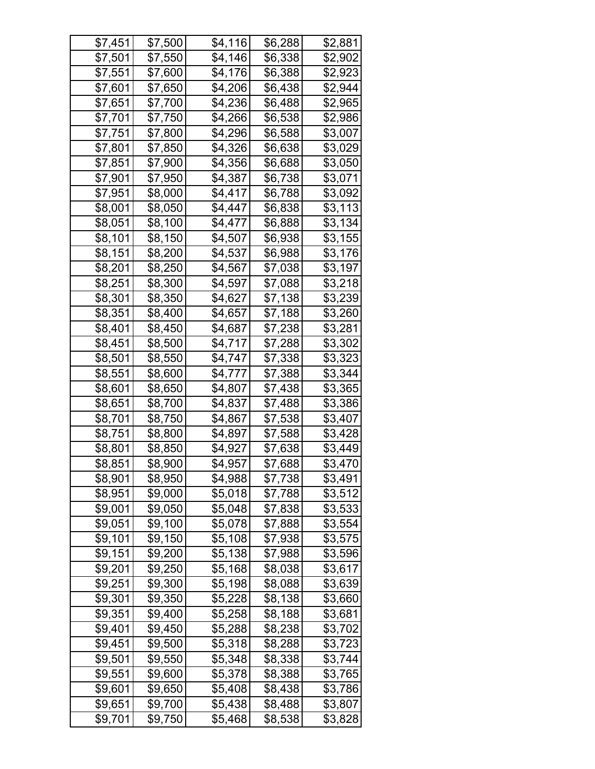| | | | | |
|---|---|---|---|---|
| $7,451 | $7,500 | $4,116 | $6,288 | $2,881 |
| $7,501 | $7,550 | $4,146 | $6,338 | $2,902 |
| $7,551 | $7,600 | $4,176 | $6,388 | $2,923 |
| $7,601 | $7,650 | $4,206 | $6,438 | $2,944 |
| $7,651 | $7,700 | $4,236 | $6,488 | $2,965 |
| $7,701 | $7,750 | $4,266 | $6,538 | $2,986 |
| $7,751 | $7,800 | $4,296 | $6,588 | $3,007 |
| $7,801 | $7,850 | $4,326 | $6,638 | $3,029 |
| $7,851 | $7,900 | $4,356 | $6,688 | $3,050 |
| $7,901 | $7,950 | $4,387 | $6,738 | $3,071 |
| $7,951 | $8,000 | $4,417 | $6,788 | $3,092 |
| $8,001 | $8,050 | $4,447 | $6,838 | $3,113 |
| $8,051 | $8,100 | $4,477 | $6,888 | $3,134 |
| $8,101 | $8,150 | $4,507 | $6,938 | $3,155 |
| $8,151 | $8,200 | $4,537 | $6,988 | $3,176 |
| $8,201 | $8,250 | $4,567 | $7,038 | $3,197 |
| $8,251 | $8,300 | $4,597 | $7,088 | $3,218 |
| $8,301 | $8,350 | $4,627 | $7,138 | $3,239 |
| $8,351 | $8,400 | $4,657 | $7,188 | $3,260 |
| $8,401 | $8,450 | $4,687 | $7,238 | $3,281 |
| $8,451 | $8,500 | $4,717 | $7,288 | $3,302 |
| $8,501 | $8,550 | $4,747 | $7,338 | $3,323 |
| $8,551 | $8,600 | $4,777 | $7,388 | $3,344 |
| $8,601 | $8,650 | $4,807 | $7,438 | $3,365 |
| $8,651 | $8,700 | $4,837 | $7,488 | $3,386 |
| $8,701 | $8,750 | $4,867 | $7,538 | $3,407 |
| $8,751 | $8,800 | $4,897 | $7,588 | $3,428 |
| $8,801 | $8,850 | $4,927 | $7,638 | $3,449 |
| $8,851 | $8,900 | $4,957 | $7,688 | $3,470 |
| $8,901 | $8,950 | $4,988 | $7,738 | $3,491 |
| $8,951 | $9,000 | $5,018 | $7,788 | $3,512 |
| $9,001 | $9,050 | $5,048 | $7,838 | $3,533 |
| $9,051 | $9,100 | $5,078 | $7,888 | $3,554 |
| $9,101 | $9,150 | $5,108 | $7,938 | $3,575 |
| $9,151 | $9,200 | $5,138 | $7,988 | $3,596 |
| $9,201 | $9,250 | $5,168 | $8,038 | $3,617 |
| $9,251 | $9,300 | $5,198 | $8,088 | $3,639 |
| $9,301 | $9,350 | $5,228 | $8,138 | $3,660 |
| $9,351 | $9,400 | $5,258 | $8,188 | $3,681 |
| $9,401 | $9,450 | $5,288 | $8,238 | $3,702 |
| $9,451 | $9,500 | $5,318 | $8,288 | $3,723 |
| $9,501 | $9,550 | $5,348 | $8,338 | $3,744 |
| $9,551 | $9,600 | $5,378 | $8,388 | $3,765 |
| $9,601 | $9,650 | $5,408 | $8,438 | $3,786 |
| $9,651 | $9,700 | $5,438 | $8,488 | $3,807 |
| $9,701 | $9,750 | $5,468 | $8,538 | $3,828 |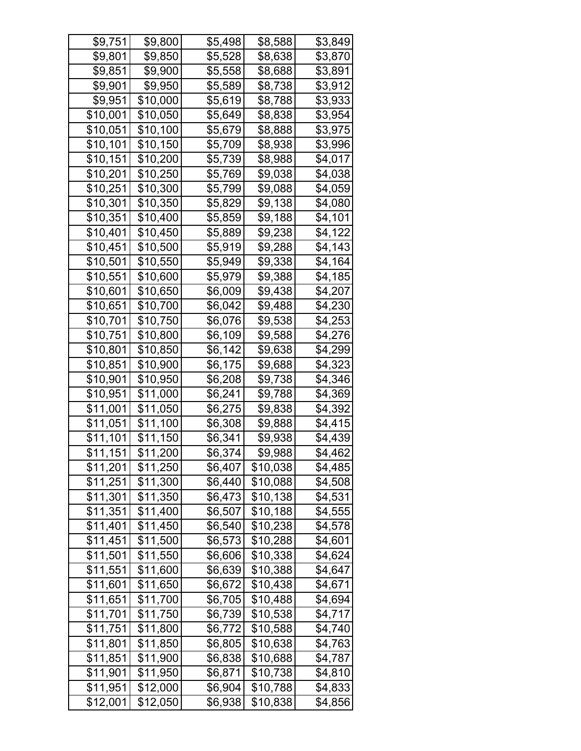| | | | | |
|---|---|---|---|---|
| $9,751 | $9,800 | $5,498 | $8,588 | $3,849 |
| $9,801 | $9,850 | $5,528 | $8,638 | $3,870 |
| $9,851 | $9,900 | $5,558 | $8,688 | $3,891 |
| $9,901 | $9,950 | $5,589 | $8,738 | $3,912 |
| $9,951 | $10,000 | $5,619 | $8,788 | $3,933 |
| $10,001 | $10,050 | $5,649 | $8,838 | $3,954 |
| $10,051 | $10,100 | $5,679 | $8,888 | $3,975 |
| $10,101 | $10,150 | $5,709 | $8,938 | $3,996 |
| $10,151 | $10,200 | $5,739 | $8,988 | $4,017 |
| $10,201 | $10,250 | $5,769 | $9,038 | $4,038 |
| $10,251 | $10,300 | $5,799 | $9,088 | $4,059 |
| $10,301 | $10,350 | $5,829 | $9,138 | $4,080 |
| $10,351 | $10,400 | $5,859 | $9,188 | $4,101 |
| $10,401 | $10,450 | $5,889 | $9,238 | $4,122 |
| $10,451 | $10,500 | $5,919 | $9,288 | $4,143 |
| $10,501 | $10,550 | $5,949 | $9,338 | $4,164 |
| $10,551 | $10,600 | $5,979 | $9,388 | $4,185 |
| $10,601 | $10,650 | $6,009 | $9,438 | $4,207 |
| $10,651 | $10,700 | $6,042 | $9,488 | $4,230 |
| $10,701 | $10,750 | $6,076 | $9,538 | $4,253 |
| $10,751 | $10,800 | $6,109 | $9,588 | $4,276 |
| $10,801 | $10,850 | $6,142 | $9,638 | $4,299 |
| $10,851 | $10,900 | $6,175 | $9,688 | $4,323 |
| $10,901 | $10,950 | $6,208 | $9,738 | $4,346 |
| $10,951 | $11,000 | $6,241 | $9,788 | $4,369 |
| $11,001 | $11,050 | $6,275 | $9,838 | $4,392 |
| $11,051 | $11,100 | $6,308 | $9,888 | $4,415 |
| $11,101 | $11,150 | $6,341 | $9,938 | $4,439 |
| $11,151 | $11,200 | $6,374 | $9,988 | $4,462 |
| $11,201 | $11,250 | $6,407 | $10,038 | $4,485 |
| $11,251 | $11,300 | $6,440 | $10,088 | $4,508 |
| $11,301 | $11,350 | $6,473 | $10,138 | $4,531 |
| $11,351 | $11,400 | $6,507 | $10,188 | $4,555 |
| $11,401 | $11,450 | $6,540 | $10,238 | $4,578 |
| $11,451 | $11,500 | $6,573 | $10,288 | $4,601 |
| $11,501 | $11,550 | $6,606 | $10,338 | $4,624 |
| $11,551 | $11,600 | $6,639 | $10,388 | $4,647 |
| $11,601 | $11,650 | $6,672 | $10,438 | $4,671 |
| $11,651 | $11,700 | $6,705 | $10,488 | $4,694 |
| $11,701 | $11,750 | $6,739 | $10,538 | $4,717 |
| $11,751 | $11,800 | $6,772 | $10,588 | $4,740 |
| $11,801 | $11,850 | $6,805 | $10,638 | $4,763 |
| $11,851 | $11,900 | $6,838 | $10,688 | $4,787 |
| $11,901 | $11,950 | $6,871 | $10,738 | $4,810 |
| $11,951 | $12,000 | $6,904 | $10,788 | $4,833 |
| $12,001 | $12,050 | $6,938 | $10,838 | $4,856 |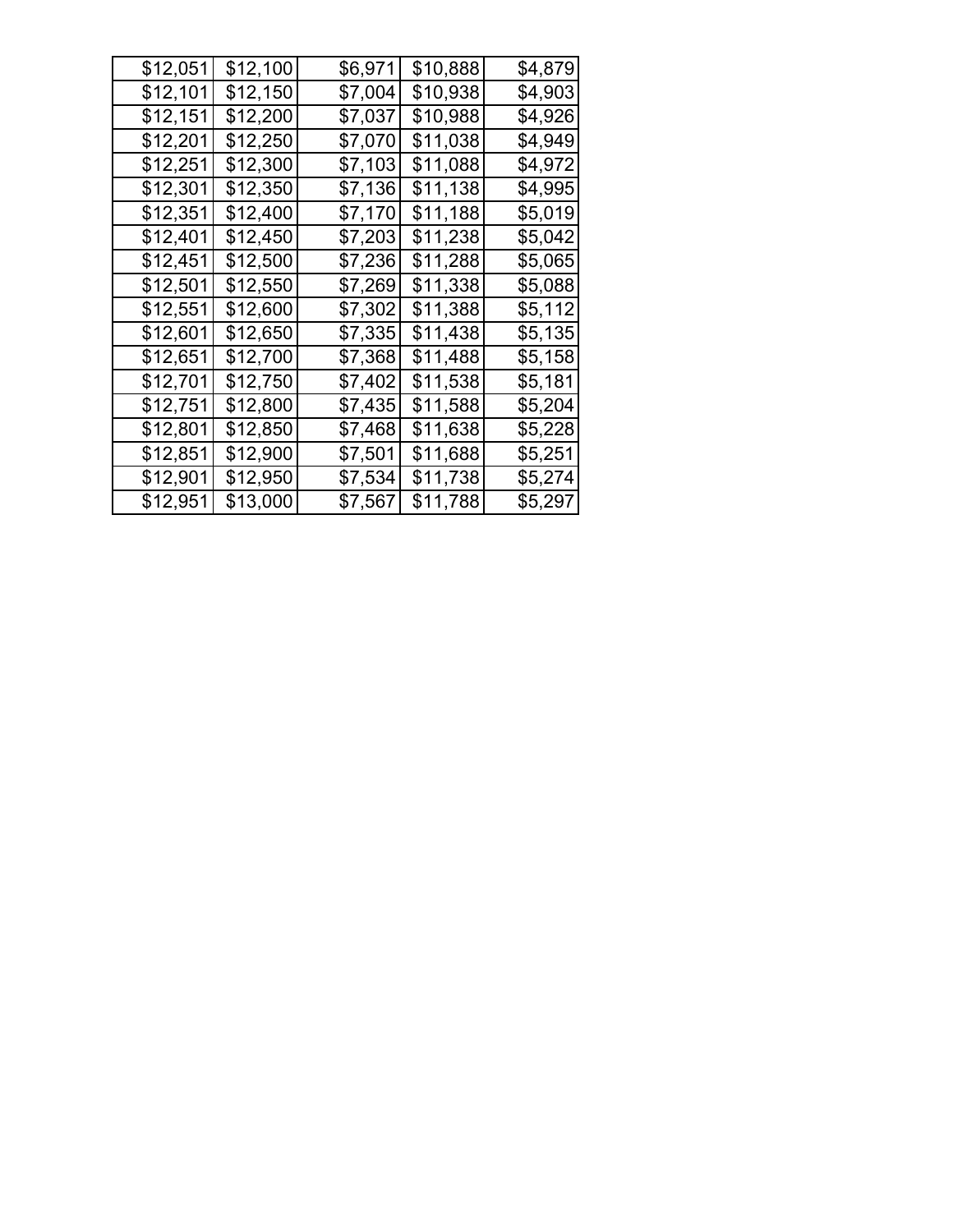| | | | | |
|---|---|---|---|---|
| $12,051 | $12,100 | $6,971 | $10,888 | $4,879 |
| $12,101 | $12,150 | $7,004 | $10,938 | $4,903 |
| $12,151 | $12,200 | $7,037 | $10,988 | $4,926 |
| $12,201 | $12,250 | $7,070 | $11,038 | $4,949 |
| $12,251 | $12,300 | $7,103 | $11,088 | $4,972 |
| $12,301 | $12,350 | $7,136 | $11,138 | $4,995 |
| $12,351 | $12,400 | $7,170 | $11,188 | $5,019 |
| $12,401 | $12,450 | $7,203 | $11,238 | $5,042 |
| $12,451 | $12,500 | $7,236 | $11,288 | $5,065 |
| $12,501 | $12,550 | $7,269 | $11,338 | $5,088 |
| $12,551 | $12,600 | $7,302 | $11,388 | $5,112 |
| $12,601 | $12,650 | $7,335 | $11,438 | $5,135 |
| $12,651 | $12,700 | $7,368 | $11,488 | $5,158 |
| $12,701 | $12,750 | $7,402 | $11,538 | $5,181 |
| $12,751 | $12,800 | $7,435 | $11,588 | $5,204 |
| $12,801 | $12,850 | $7,468 | $11,638 | $5,228 |
| $12,851 | $12,900 | $7,501 | $11,688 | $5,251 |
| $12,901 | $12,950 | $7,534 | $11,738 | $5,274 |
| $12,951 | $13,000 | $7,567 | $11,788 | $5,297 |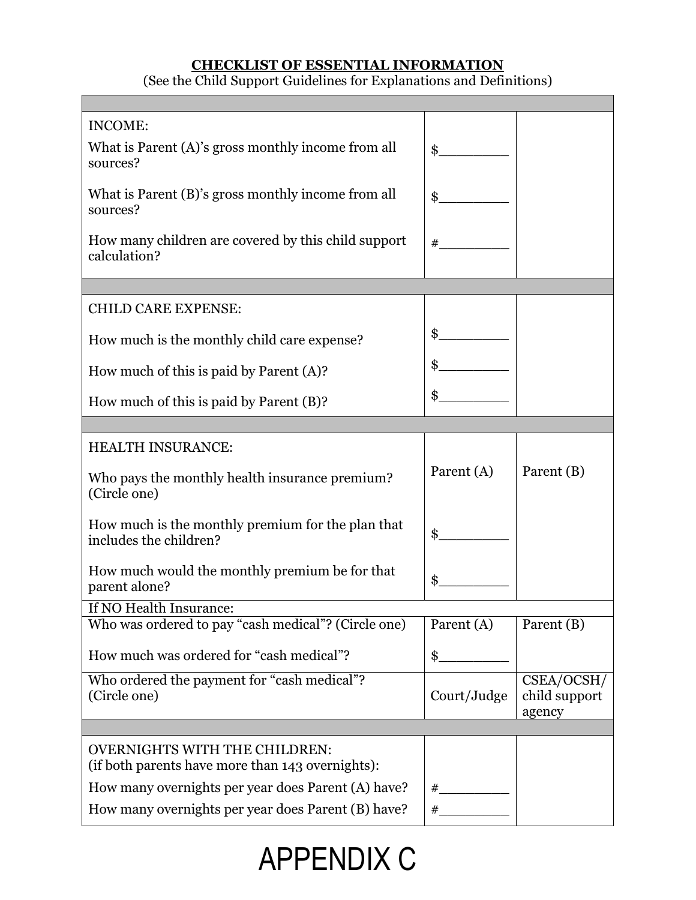**CHECKLIST OF ESSENTIAL INFORMATION**

(See the Child Support Guidelines for Explanations and Definitions)

| | | |
|---|---|---|
| INCOME: | | |
| What is Parent (A)'s gross monthly income from all sources? | $________ | |
| What is Parent (B)'s gross monthly income from all sources? | $________ | |
| How many children are covered by this child support calculation? | #________ | |
| | | |
| CHILD CARE EXPENSE: | | |
| How much is the monthly child care expense? | $________ | |
| How much of this is paid by Parent (A)? | $________ | |
| How much of this is paid by Parent (B)? | $________ | |
| | | |
| HEALTH INSURANCE: | | |
| Who pays the monthly health insurance premium? (Circle one) | Parent (A) | Parent (B) |
| How much is the monthly premium for the plan that includes the children? | $________ | |
| How much would the monthly premium be for that parent alone? | $________ | |
| If NO Health Insurance: | | |
| Who was ordered to pay "cash medical"? (Circle one) | Parent (A) | Parent (B) |
| How much was ordered for "cash medical"? | $________ | |
| Who ordered the payment for "cash medical"? (Circle one) | Court/Judge | CSEA/OCSH/ child support agency |
| | | |
| OVERNIGHTS WITH THE CHILDREN: (if both parents have more than 143 overnights): | | |
| How many overnights per year does Parent (A) have? | #________ | |
| How many overnights per year does Parent (B) have? | #________ | |

APPENDIX C